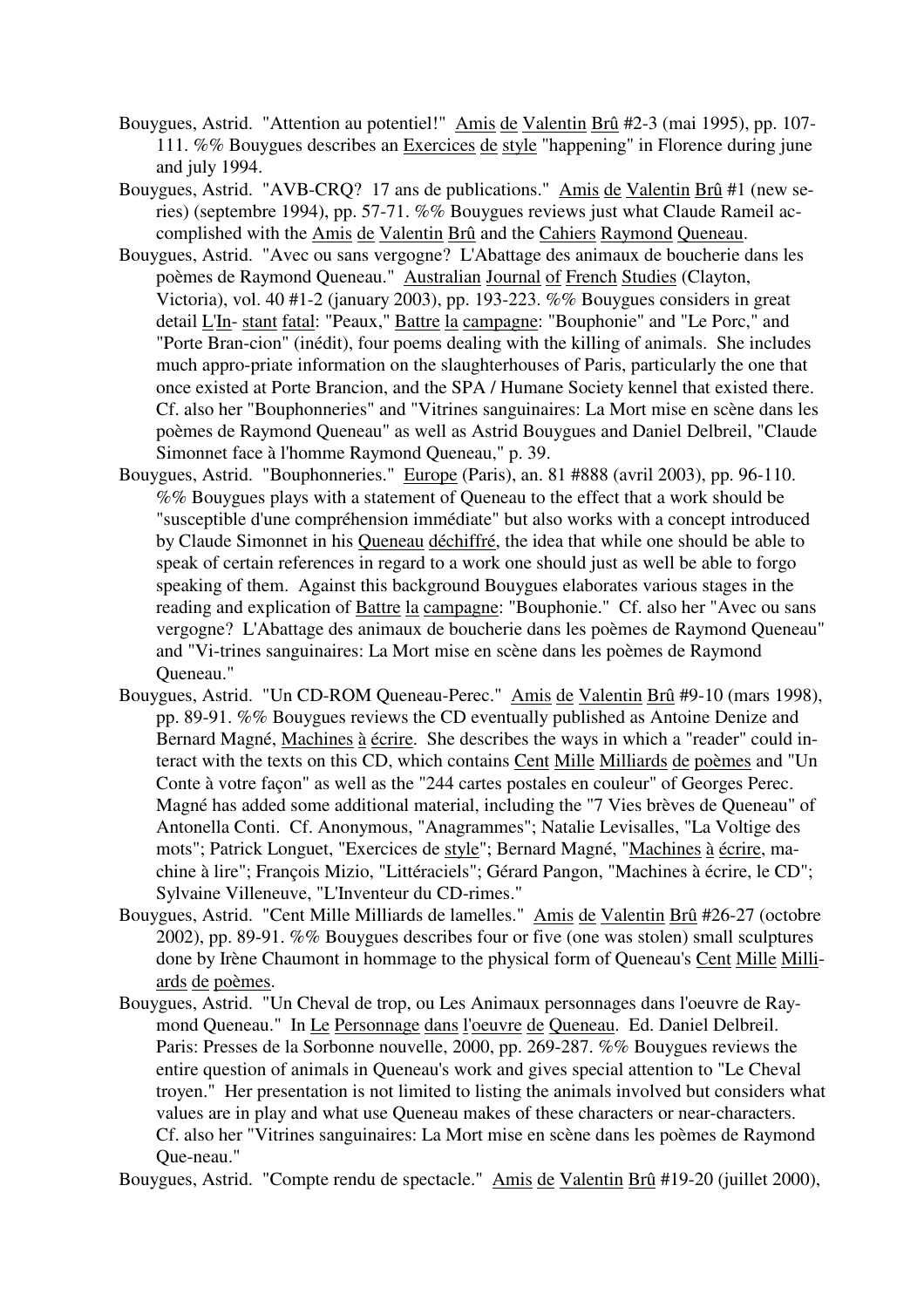Bouygues, Astrid. "Attention au potentiel!" Amis de Valentin Brû #2-3 (mai 1995), pp. 107-111. %% Bouygues describes an Exercices de style "happening" in Florence during june and july 1994.

Bouygues, Astrid. "AVB-CRQ? 17 ans de publications." Amis de Valentin Brû #1 (new series) (septembre 1994), pp. 57-71. %% Bouygues reviews just what Claude Rameil accomplished with the Amis de Valentin Brû and the Cahiers Raymond Queneau.

Bouygues, Astrid. "Avec ou sans vergogne? L'Abattage des animaux de boucherie dans les poèmes de Raymond Queneau." Australian Journal of French Studies (Clayton, Victoria), vol. 40 #1-2 (january 2003), pp. 193-223. %% Bouygues considers in great detail L'In- stant fatal: "Peaux," Battre la campagne: "Bouphonie" and "Le Porc," and "Porte Bran-cion" (inédit), four poems dealing with the killing of animals. She includes much appro-priate information on the slaughterhouses of Paris, particularly the one that once existed at Porte Brancion, and the SPA / Humane Society kennel that existed there. Cf. also her "Bouphonneries" and "Vitrines sanguinaires: La Mort mise en scène dans les poèmes de Raymond Queneau" as well as Astrid Bouygues and Daniel Delbreil, "Claude Simonnet face à l'homme Raymond Queneau," p. 39.

Bouygues, Astrid. "Bouphonneries." Europe (Paris), an. 81 #888 (avril 2003), pp. 96-110. %% Bouygues plays with a statement of Queneau to the effect that a work should be "susceptible d'une compréhension immédiate" but also works with a concept introduced by Claude Simonnet in his Queneau déchiffré, the idea that while one should be able to speak of certain references in regard to a work one should just as well be able to forgo speaking of them. Against this background Bouygues elaborates various stages in the reading and explication of Battre la campagne: "Bouphonie." Cf. also her "Avec ou sans vergogne? L'Abattage des animaux de boucherie dans les poèmes de Raymond Queneau" and "Vi-trines sanguinaires: La Mort mise en scène dans les poèmes de Raymond Queneau."

Bouygues, Astrid. "Un CD-ROM Queneau-Perec." Amis de Valentin Brû #9-10 (mars 1998), pp. 89-91. %% Bouygues reviews the CD eventually published as Antoine Denize and Bernard Magné, Machines à écrire. She describes the ways in which a "reader" could interact with the texts on this CD, which contains Cent Mille Milliards de poèmes and "Un Conte à votre façon" as well as the "244 cartes postales en couleur" of Georges Perec. Magné has added some additional material, including the "7 Vies brèves de Queneau" of Antonella Conti. Cf. Anonymous, "Anagrammes"; Natalie Levisalles, "La Voltige des mots"; Patrick Longuet, "Exercices de style"; Bernard Magné, "Machines à écrire, machine à lire"; François Mizio, "Littéraciels"; Gérard Pangon, "Machines à écrire, le CD"; Sylvaine Villeneuve, "L'Inventeur du CD-rimes."

Bouygues, Astrid. "Cent Mille Milliards de lamelles." Amis de Valentin Brû #26-27 (octobre 2002), pp. 89-91. %% Bouygues describes four or five (one was stolen) small sculptures done by Irène Chaumont in hommage to the physical form of Queneau's Cent Mille Milliards de poèmes.

Bouygues, Astrid. "Un Cheval de trop, ou Les Animaux personnages dans l'oeuvre de Raymond Queneau." In Le Personnage dans l'oeuvre de Queneau. Ed. Daniel Delbreil. Paris: Presses de la Sorbonne nouvelle, 2000, pp. 269-287. %% Bouygues reviews the entire question of animals in Queneau's work and gives special attention to "Le Cheval troyen." Her presentation is not limited to listing the animals involved but considers what values are in play and what use Queneau makes of these characters or near-characters. Cf. also her "Vitrines sanguinaires: La Mort mise en scène dans les poèmes de Raymond Que-neau."

Bouygues, Astrid. "Compte rendu de spectacle." Amis de Valentin Brû #19-20 (juillet 2000),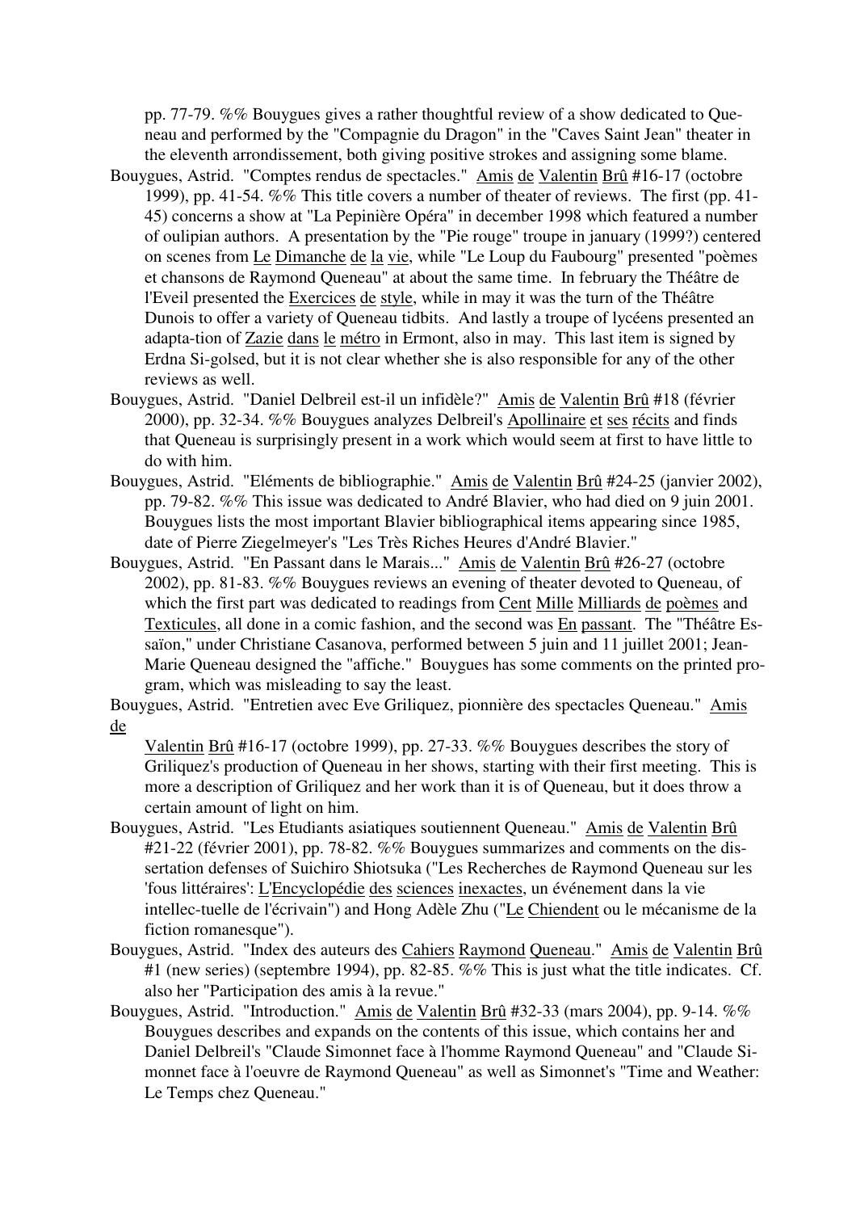pp. 77-79. %% Bouygues gives a rather thoughtful review of a show dedicated to Queneau and performed by the "Compagnie du Dragon" in the "Caves Saint Jean" theater in the eleventh arrondissement, both giving positive strokes and assigning some blame.

Bouygues, Astrid. "Comptes rendus de spectacles." Amis de Valentin Brû #16-17 (octobre 1999), pp. 41-54. %% This title covers a number of theater of reviews. The first (pp. 41-45) concerns a show at "La Pepinière Opéra" in december 1998 which featured a number of oulipian authors. A presentation by the "Pie rouge" troupe in january (1999?) centered on scenes from Le Dimanche de la vie, while "Le Loup du Faubourg" presented "poèmes et chansons de Raymond Queneau" at about the same time. In february the Théâtre de l'Eveil presented the Exercices de style, while in may it was the turn of the Théâtre Dunois to offer a variety of Queneau tidbits. And lastly a troupe of lycéens presented an adapta-tion of Zazie dans le métro in Ermont, also in may. This last item is signed by Erdna Si-golsed, but it is not clear whether she is also responsible for any of the other reviews as well.

Bouygues, Astrid. "Daniel Delbreil est-il un infidèle?" Amis de Valentin Brû #18 (février 2000), pp. 32-34. %% Bouygues analyzes Delbreil's Apollinaire et ses récits and finds that Queneau is surprisingly present in a work which would seem at first to have little to do with him.

Bouygues, Astrid. "Eléments de bibliographie." Amis de Valentin Brû #24-25 (janvier 2002), pp. 79-82. %% This issue was dedicated to André Blavier, who had died on 9 juin 2001. Bouygues lists the most important Blavier bibliographical items appearing since 1985, date of Pierre Ziegelmeyer's "Les Très Riches Heures d'André Blavier."

Bouygues, Astrid. "En Passant dans le Marais..." Amis de Valentin Brû #26-27 (octobre 2002), pp. 81-83. %% Bouygues reviews an evening of theater devoted to Queneau, of which the first part was dedicated to readings from Cent Mille Milliards de poèmes and Texticules, all done in a comic fashion, and the second was En passant. The "Théâtre Es-saïon," under Christiane Casanova, performed between 5 juin and 11 juillet 2001; Jean-Marie Queneau designed the "affiche." Bouygues has some comments on the printed pro-gram, which was misleading to say the least.

Bouygues, Astrid. "Entretien avec Eve Griliquez, pionnière des spectacles Queneau." Amis de Valentin Brû #16-17 (octobre 1999), pp. 27-33. %% Bouygues describes the story of Griliquez's production of Queneau in her shows, starting with their first meeting. This is more a description of Griliquez and her work than it is of Queneau, but it does throw a certain amount of light on him.

Bouygues, Astrid. "Les Etudiants asiatiques soutiennent Queneau." Amis de Valentin Brû #21-22 (février 2001), pp. 78-82. %% Bouygues summarizes and comments on the dis-sertation defenses of Suichiro Shiotsuka ("Les Recherches de Raymond Queneau sur les 'fous littéraires': L'Encyclopédie des sciences inexactes, un événement dans la vie intellec-tuelle de l'écrivain") and Hong Adèle Zhu ("Le Chiendent ou le mécanisme de la fiction romanesque").

Bouygues, Astrid. "Index des auteurs des Cahiers Raymond Queneau." Amis de Valentin Brû #1 (new series) (septembre 1994), pp. 82-85. %% This is just what the title indicates. Cf. also her "Participation des amis à la revue."

Bouygues, Astrid. "Introduction." Amis de Valentin Brû #32-33 (mars 2004), pp. 9-14. %% Bouygues describes and expands on the contents of this issue, which contains her and Daniel Delbreil's "Claude Simonnet face à l'homme Raymond Queneau" and "Claude Simonnet face à l'oeuvre de Raymond Queneau" as well as Simonnet's "Time and Weather: Le Temps chez Queneau."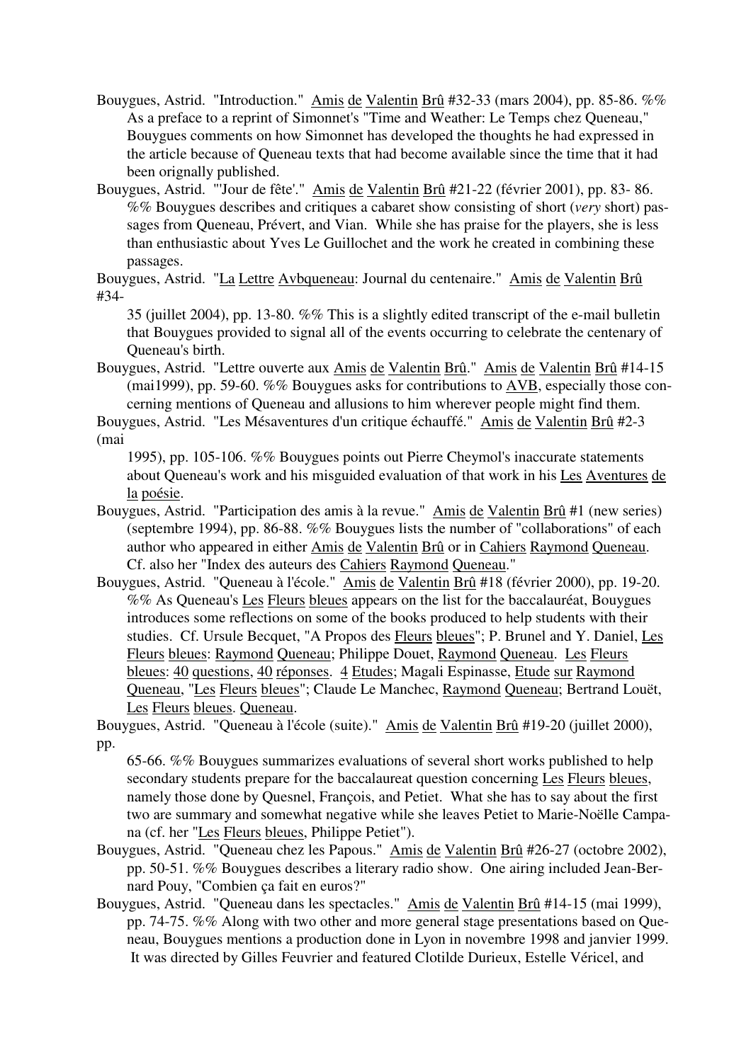Bouygues, Astrid. "Introduction." Amis de Valentin Brû #32-33 (mars 2004), pp. 85-86. %% As a preface to a reprint of Simonnet's "Time and Weather: Le Temps chez Queneau," Bouygues comments on how Simonnet has developed the thoughts he had expressed in the article because of Queneau texts that had become available since the time that it had been orignally published.

Bouygues, Astrid. "'Jour de fête'." Amis de Valentin Brû #21-22 (février 2001), pp. 83- 86. %% Bouygues describes and critiques a cabaret show consisting of short (*very* short) passages from Queneau, Prévert, and Vian. While she has praise for the players, she is less than enthusiastic about Yves Le Guillochet and the work he created in combining these passages.

Bouygues, Astrid. "La Lettre Avbqueneau: Journal du centenaire." Amis de Valentin Brû #34-35 (juillet 2004), pp. 13-80. %% This is a slightly edited transcript of the e-mail bulletin that Bouygues provided to signal all of the events occurring to celebrate the centenary of Queneau's birth.

Bouygues, Astrid. "Lettre ouverte aux Amis de Valentin Brû." Amis de Valentin Brû #14-15 (mai1999), pp. 59-60. %% Bouygues asks for contributions to AVB, especially those concerning mentions of Queneau and allusions to him wherever people might find them.

Bouygues, Astrid. "Les Mésaventures d'un critique échauffé." Amis de Valentin Brû #2-3 (mai 1995), pp. 105-106. %% Bouygues points out Pierre Cheymol's inaccurate statements about Queneau's work and his misguided evaluation of that work in his Les Aventures de la poésie.

Bouygues, Astrid. "Participation des amis à la revue." Amis de Valentin Brû #1 (new series) (septembre 1994), pp. 86-88. %% Bouygues lists the number of "collaborations" of each author who appeared in either Amis de Valentin Brû or in Cahiers Raymond Queneau. Cf. also her "Index des auteurs des Cahiers Raymond Queneau."

Bouygues, Astrid. "Queneau à l'école." Amis de Valentin Brû #18 (février 2000), pp. 19-20. %% As Queneau's Les Fleurs bleues appears on the list for the baccalauréat, Bouygues introduces some reflections on some of the books produced to help students with their studies. Cf. Ursule Becquet, "A Propos des Fleurs bleues"; P. Brunel and Y. Daniel, Les Fleurs bleues: Raymond Queneau; Philippe Douet, Raymond Queneau. Les Fleurs bleues: 40 questions, 40 réponses. 4 Etudes; Magali Espinasse, Etude sur Raymond Queneau, "Les Fleurs bleues"; Claude Le Manchec, Raymond Queneau; Bertrand Louët, Les Fleurs bleues. Queneau.

Bouygues, Astrid. "Queneau à l'école (suite)." Amis de Valentin Brû #19-20 (juillet 2000), pp. 65-66. %% Bouygues summarizes evaluations of several short works published to help secondary students prepare for the baccalaureat question concerning Les Fleurs bleues, namely those done by Quesnel, François, and Petiet. What she has to say about the first two are summary and somewhat negative while she leaves Petiet to Marie-Noëlle Campana (cf. her "Les Fleurs bleues, Philippe Petiet").

Bouygues, Astrid. "Queneau chez les Papous." Amis de Valentin Brû #26-27 (octobre 2002), pp. 50-51. %% Bouygues describes a literary radio show. One airing included Jean-Bernard Pouy, "Combien ça fait en euros?"

Bouygues, Astrid. "Queneau dans les spectacles." Amis de Valentin Brû #14-15 (mai 1999), pp. 74-75. %% Along with two other and more general stage presentations based on Queneau, Bouygues mentions a production done in Lyon in novembre 1998 and janvier 1999. It was directed by Gilles Feuvrier and featured Clotilde Durieux, Estelle Véricel, and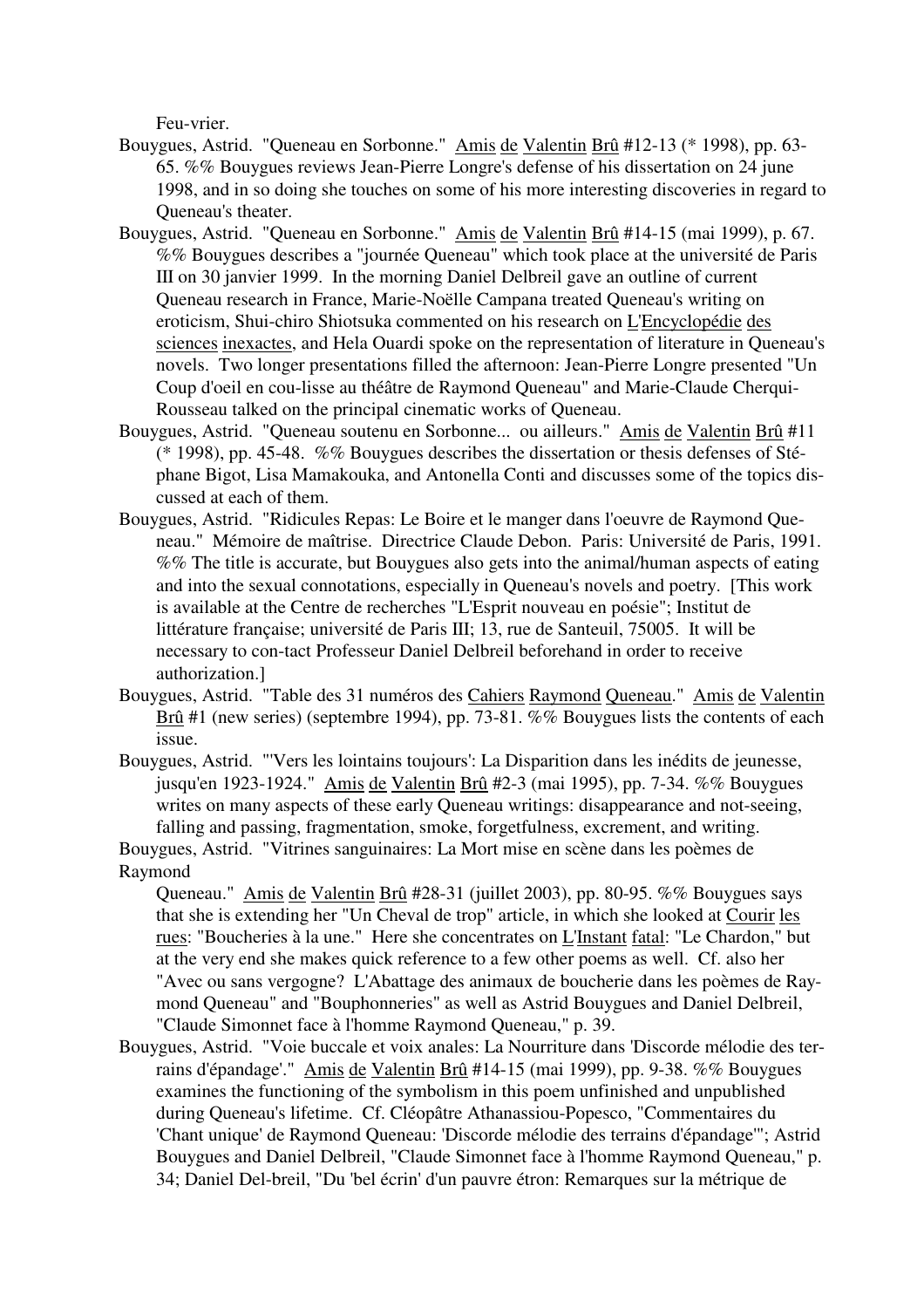Feu-vrier.

Bouygues, Astrid. "Queneau en Sorbonne." Amis de Valentin Brû #12-13 (* 1998), pp. 63-65. %% Bouygues reviews Jean-Pierre Longre's defense of his dissertation on 24 june 1998, and in so doing she touches on some of his more interesting discoveries in regard to Queneau's theater.

Bouygues, Astrid. "Queneau en Sorbonne." Amis de Valentin Brû #14-15 (mai 1999), p. 67. %% Bouygues describes a "journée Queneau" which took place at the université de Paris III on 30 janvier 1999. In the morning Daniel Delbreil gave an outline of current Queneau research in France, Marie-Noëlle Campana treated Queneau's writing on eroticism, Shui-chiro Shiotsuka commented on his research on L'Encyclopédie des sciences inexactes, and Hela Ouardi spoke on the representation of literature in Queneau's novels. Two longer presentations filled the afternoon: Jean-Pierre Longre presented "Un Coup d'oeil en cou-lisse au théâtre de Raymond Queneau" and Marie-Claude Cherqui-Rousseau talked on the principal cinematic works of Queneau.

Bouygues, Astrid. "Queneau soutenu en Sorbonne... ou ailleurs." Amis de Valentin Brû #11 (* 1998), pp. 45-48. %% Bouygues describes the dissertation or thesis defenses of Sté-phane Bigot, Lisa Mamakouka, and Antonella Conti and discusses some of the topics dis-cussed at each of them.

Bouygues, Astrid. "Ridicules Repas: Le Boire et le manger dans l'oeuvre de Raymond Que-neau." Mémoire de maîtrise. Directrice Claude Debon. Paris: Université de Paris, 1991. %% The title is accurate, but Bouygues also gets into the animal/human aspects of eating and into the sexual connotations, especially in Queneau's novels and poetry. [This work is available at the Centre de recherches "L'Esprit nouveau en poésie"; Institut de littérature française; université de Paris III; 13, rue de Santeuil, 75005. It will be necessary to con-tact Professeur Daniel Delbreil beforehand in order to receive authorization.]

Bouygues, Astrid. "Table des 31 numéros des Cahiers Raymond Queneau." Amis de Valentin Brû #1 (new series) (septembre 1994), pp. 73-81. %% Bouygues lists the contents of each issue.

Bouygues, Astrid. "'Vers les lointains toujours': La Disparition dans les inédits de jeunesse, jusqu'en 1923-1924." Amis de Valentin Brû #2-3 (mai 1995), pp. 7-34. %% Bouygues writes on many aspects of these early Queneau writings: disappearance and not-seeing, falling and passing, fragmentation, smoke, forgetfulness, excrement, and writing.

Bouygues, Astrid. "Vitrines sanguinaires: La Mort mise en scène dans les poèmes de Raymond Queneau." Amis de Valentin Brû #28-31 (juillet 2003), pp. 80-95. %% Bouygues says that she is extending her "Un Cheval de trop" article, in which she looked at Courir les rues: "Boucheries à la une." Here she concentrates on L'Instant fatal: "Le Chardon," but at the very end she makes quick reference to a few other poems as well. Cf. also her "Avec ou sans vergogne? L'Abattage des animaux de boucherie dans les poèmes de Ray-mond Queneau" and "Bouphonneries" as well as Astrid Bouygues and Daniel Delbreil, "Claude Simonnet face à l'homme Raymond Queneau," p. 39.

Bouygues, Astrid. "Voie buccale et voix anales: La Nourriture dans 'Discorde mélodie des ter-rains d'épandage'." Amis de Valentin Brû #14-15 (mai 1999), pp. 9-38. %% Bouygues examines the functioning of the symbolism in this poem unfinished and unpublished during Queneau's lifetime. Cf. Cléopâtre Athanassiou-Popesco, "Commentaires du 'Chant unique' de Raymond Queneau: 'Discorde mélodie des terrains d'épandage'"; Astrid Bouygues and Daniel Delbreil, "Claude Simonnet face à l'homme Raymond Queneau," p. 34; Daniel Del-breil, "Du 'bel écrin' d'un pauvre étron: Remarques sur la métrique de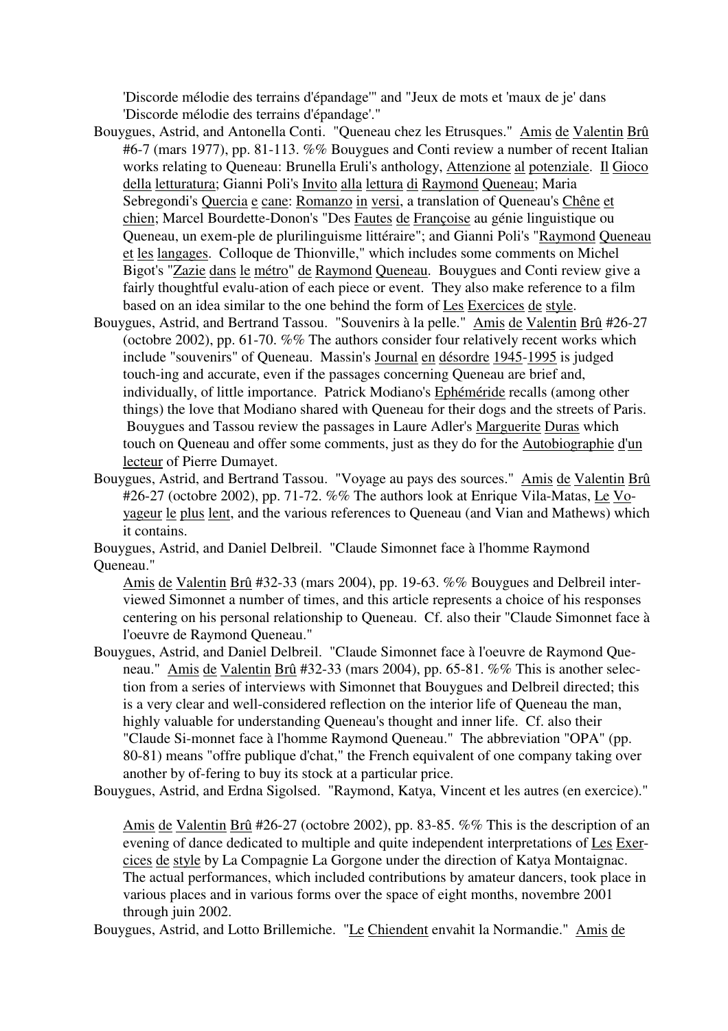'Discorde mélodie des terrains d'épandage'" and "Jeux de mots et 'maux de je' dans 'Discorde mélodie des terrains d'épandage'."

Bouygues, Astrid, and Antonella Conti. "Queneau chez les Etrusques." Amis de Valentin Brû #6-7 (mars 1977), pp. 81-113. %% Bouygues and Conti review a number of recent Italian works relating to Queneau: Brunella Eruli's anthology, Attenzione al potenziale. Il Gioco della letturatura; Gianni Poli's Invito alla lettura di Raymond Queneau; Maria Sebregondi's Quercia e cane: Romanzo in versi, a translation of Queneau's Chêne et chien; Marcel Bourdette-Donon's "Des Fautes de Françoise au génie linguistique ou Queneau, un exem-ple de plurilinguisme littéraire"; and Gianni Poli's "Raymond Queneau et les langages. Colloque de Thionville," which includes some comments on Michel Bigot's "Zazie dans le métro" de Raymond Queneau. Bouygues and Conti review give a fairly thoughtful evalu-ation of each piece or event. They also make reference to a film based on an idea similar to the one behind the form of Les Exercices de style.

Bouygues, Astrid, and Bertrand Tassou. "Souvenirs à la pelle." Amis de Valentin Brû #26-27 (octobre 2002), pp. 61-70. %% The authors consider four relatively recent works which include "souvenirs" of Queneau. Massin's Journal en désordre 1945-1995 is judged touch-ing and accurate, even if the passages concerning Queneau are brief and, individually, of little importance. Patrick Modiano's Ephéméride recalls (among other things) the love that Modiano shared with Queneau for their dogs and the streets of Paris. Bouygues and Tassou review the passages in Laure Adler's Marguerite Duras which touch on Queneau and offer some comments, just as they do for the Autobiographie d'un lecteur of Pierre Dumayet.

Bouygues, Astrid, and Bertrand Tassou. "Voyage au pays des sources." Amis de Valentin Brû #26-27 (octobre 2002), pp. 71-72. %% The authors look at Enrique Vila-Matas, Le Vo-yageur le plus lent, and the various references to Queneau (and Vian and Mathews) which it contains.

Bouygues, Astrid, and Daniel Delbreil. "Claude Simonnet face à l'homme Raymond Queneau."

Amis de Valentin Brû #32-33 (mars 2004), pp. 19-63. %% Bouygues and Delbreil inter-viewed Simonnet a number of times, and this article represents a choice of his responses centering on his personal relationship to Queneau. Cf. also their "Claude Simonnet face à l'oeuvre de Raymond Queneau."

Bouygues, Astrid, and Daniel Delbreil. "Claude Simonnet face à l'oeuvre de Raymond Que-neau." Amis de Valentin Brû #32-33 (mars 2004), pp. 65-81. %% This is another selec-tion from a series of interviews with Simonnet that Bouygues and Delbreil directed; this is a very clear and well-considered reflection on the interior life of Queneau the man, highly valuable for understanding Queneau's thought and inner life. Cf. also their "Claude Si-monnet face à l'homme Raymond Queneau." The abbreviation "OPA" (pp. 80-81) means "offre publique d'chat," the French equivalent of one company taking over another by of-fering to buy its stock at a particular price.

Bouygues, Astrid, and Erdna Sigolsed. "Raymond, Katya, Vincent et les autres (en exercice)."

Amis de Valentin Brû #26-27 (octobre 2002), pp. 83-85. %% This is the description of an evening of dance dedicated to multiple and quite independent interpretations of Les Exer-cices de style by La Compagnie La Gorgone under the direction of Katya Montaignac. The actual performances, which included contributions by amateur dancers, took place in various places and in various forms over the space of eight months, novembre 2001 through juin 2002.

Bouygues, Astrid, and Lotto Brillemiche. "Le Chiendent envahit la Normandie." Amis de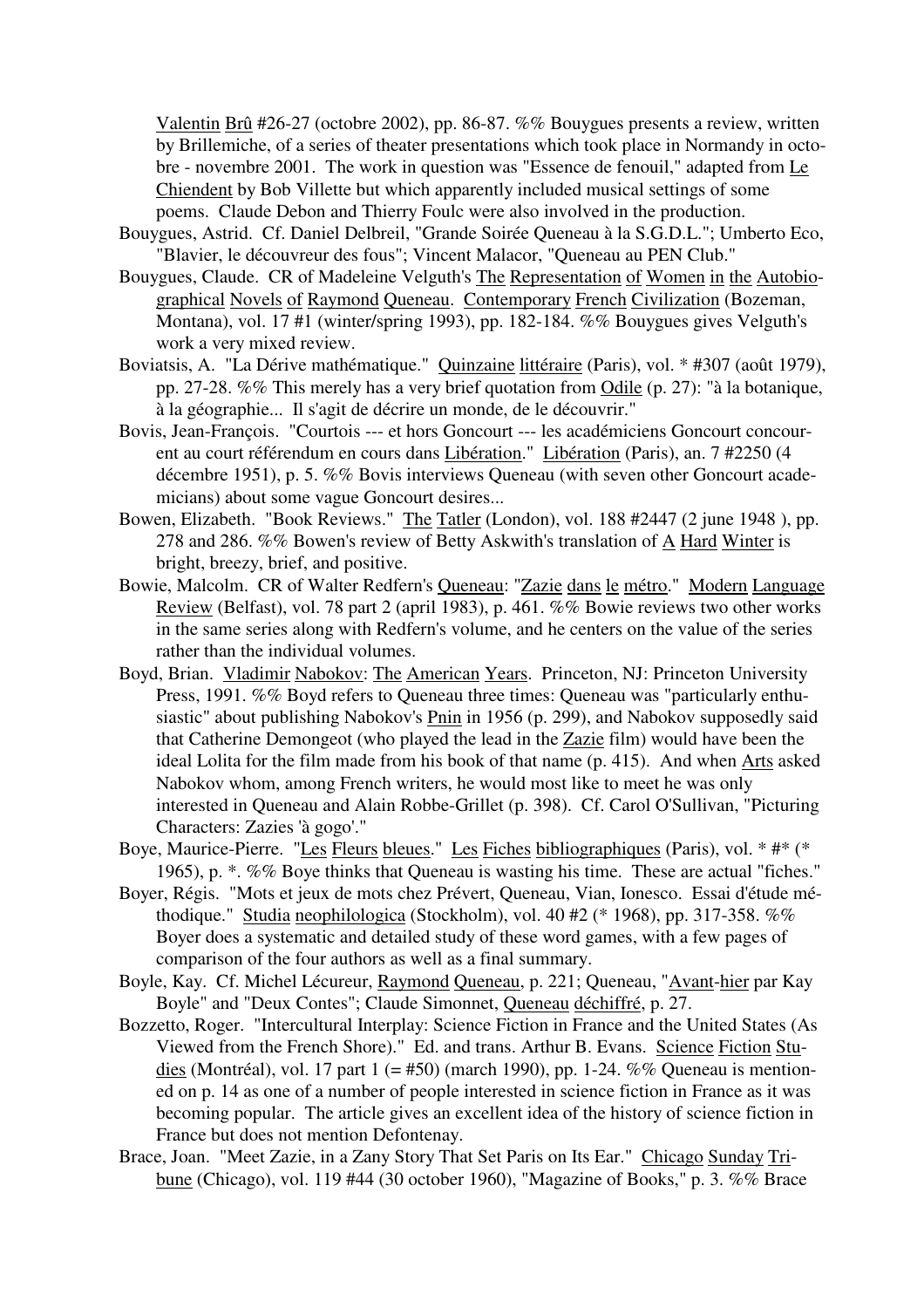Valentin Brû #26-27 (octobre 2002), pp. 86-87. %% Bouygues presents a review, written by Brillemiche, of a series of theater presentations which took place in Normandy in octobre - novembre 2001. The work in question was "Essence de fenouil," adapted from Le Chiendent by Bob Villette but which apparently included musical settings of some poems. Claude Debon and Thierry Foulc were also involved in the production.

Bouygues, Astrid. Cf. Daniel Delbreil, "Grande Soirée Queneau à la S.G.D.L."; Umberto Eco, "Blavier, le découvreur des fous"; Vincent Malacor, "Queneau au PEN Club."

Bouygues, Claude. CR of Madeleine Velguth's The Representation of Women in the Autobiographical Novels of Raymond Queneau. Contemporary French Civilization (Bozeman, Montana), vol. 17 #1 (winter/spring 1993), pp. 182-184. %% Bouygues gives Velguth's work a very mixed review.

Boviatsis, A. "La Dérive mathématique." Quinzaine littéraire (Paris), vol. * #307 (août 1979), pp. 27-28. %% This merely has a very brief quotation from Odile (p. 27): "à la botanique, à la géographie... Il s'agit de décrire un monde, de le découvrir."

Bovis, Jean-François. "Courtois --- et hors Goncourt --- les académiciens Goncourt concourent au court référendum en cours dans Libération." Libération (Paris), an. 7 #2250 (4 décembre 1951), p. 5. %% Bovis interviews Queneau (with seven other Goncourt academicians) about some vague Goncourt desires...

Bowen, Elizabeth. "Book Reviews." The Tatler (London), vol. 188 #2447 (2 june 1948 ), pp. 278 and 286. %% Bowen's review of Betty Askwith's translation of A Hard Winter is bright, breezy, brief, and positive.

Bowie, Malcolm. CR of Walter Redfern's Queneau: "Zazie dans le métro." Modern Language Review (Belfast), vol. 78 part 2 (april 1983), p. 461. %% Bowie reviews two other works in the same series along with Redfern's volume, and he centers on the value of the series rather than the individual volumes.

Boyd, Brian. Vladimir Nabokov: The American Years. Princeton, NJ: Princeton University Press, 1991. %% Boyd refers to Queneau three times: Queneau was "particularly enthusiastic" about publishing Nabokov's Pnin in 1956 (p. 299), and Nabokov supposedly said that Catherine Demongeot (who played the lead in the Zazie film) would have been the ideal Lolita for the film made from his book of that name (p. 415). And when Arts asked Nabokov whom, among French writers, he would most like to meet he was only interested in Queneau and Alain Robbe-Grillet (p. 398). Cf. Carol O'Sullivan, "Picturing Characters: Zazies 'à gogo'."

Boye, Maurice-Pierre. "Les Fleurs bleues." Les Fiches bibliographiques (Paris), vol. * #* (* 1965), p. *. %% Boye thinks that Queneau is wasting his time. These are actual "fiches."

Boyer, Régis. "Mots et jeux de mots chez Prévert, Queneau, Vian, Ionesco. Essai d'étude méthodique." Studia neophilologica (Stockholm), vol. 40 #2 (* 1968), pp. 317-358. %% Boyer does a systematic and detailed study of these word games, with a few pages of comparison of the four authors as well as a final summary.

Boyle, Kay. Cf. Michel Lécureur, Raymond Queneau, p. 221; Queneau, "Avant-hier par Kay Boyle" and "Deux Contes"; Claude Simonnet, Queneau déchiffré, p. 27.

Bozzetto, Roger. "Intercultural Interplay: Science Fiction in France and the United States (As Viewed from the French Shore)." Ed. and trans. Arthur B. Evans. Science Fiction Studies (Montréal), vol. 17 part 1 (= #50) (march 1990), pp. 1-24. %% Queneau is mentioned on p. 14 as one of a number of people interested in science fiction in France as it was becoming popular. The article gives an excellent idea of the history of science fiction in France but does not mention Defontenay.

Brace, Joan. "Meet Zazie, in a Zany Story That Set Paris on Its Ear." Chicago Sunday Tribune (Chicago), vol. 119 #44 (30 october 1960), "Magazine of Books," p. 3. %% Brace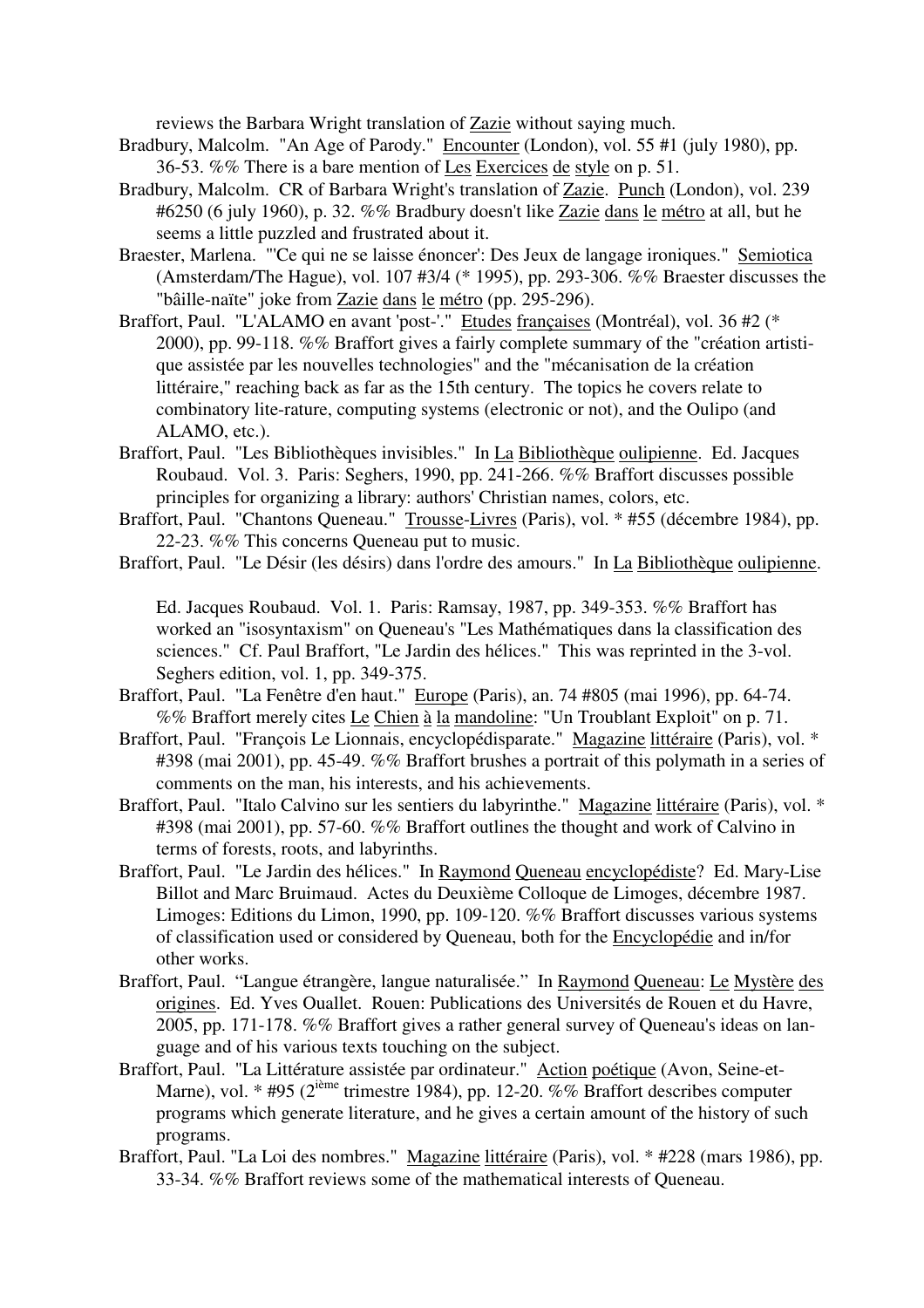reviews the Barbara Wright translation of Zazie without saying much.

Bradbury, Malcolm. "An Age of Parody." Encounter (London), vol. 55 #1 (july 1980), pp. 36-53. %% There is a bare mention of Les Exercices de style on p. 51.

Bradbury, Malcolm. CR of Barbara Wright's translation of Zazie. Punch (London), vol. 239 #6250 (6 july 1960), p. 32. %% Bradbury doesn't like Zazie dans le métro at all, but he seems a little puzzled and frustrated about it.

Braester, Marlena. "'Ce qui ne se laisse énoncer': Des Jeux de langage ironiques." Semiotica (Amsterdam/The Hague), vol. 107 #3/4 (* 1995), pp. 293-306. %% Braester discusses the "bâille-naïte" joke from Zazie dans le métro (pp. 295-296).

Braffort, Paul. "L'ALAMO en avant 'post-'." Etudes françaises (Montréal), vol. 36 #2 (* 2000), pp. 99-118. %% Braffort gives a fairly complete summary of the "création artistique assistée par les nouvelles technologies" and the "mécanisation de la création littéraire," reaching back as far as the 15th century. The topics he covers relate to combinatory lite-rature, computing systems (electronic or not), and the Oulipo (and ALAMO, etc.).

Braffort, Paul. "Les Bibliothèques invisibles." In La Bibliothèque oulipienne. Ed. Jacques Roubaud. Vol. 3. Paris: Seghers, 1990, pp. 241-266. %% Braffort discusses possible principles for organizing a library: authors' Christian names, colors, etc.

Braffort, Paul. "Chantons Queneau." Trousse-Livres (Paris), vol. * #55 (décembre 1984), pp. 22-23. %% This concerns Queneau put to music.

Braffort, Paul. "Le Désir (les désirs) dans l'ordre des amours." In La Bibliothèque oulipienne. Ed. Jacques Roubaud. Vol. 1. Paris: Ramsay, 1987, pp. 349-353. %% Braffort has worked an "isosyntaxism" on Queneau's "Les Mathématiques dans la classification des sciences." Cf. Paul Braffort, "Le Jardin des hélices." This was reprinted in the 3-vol. Seghers edition, vol. 1, pp. 349-375.

Braffort, Paul. "La Fenêtre d'en haut." Europe (Paris), an. 74 #805 (mai 1996), pp. 64-74. %% Braffort merely cites Le Chien à la mandoline: "Un Troublant Exploit" on p. 71.

Braffort, Paul. "François Le Lionnais, encyclopédisparate." Magazine littéraire (Paris), vol. * #398 (mai 2001), pp. 45-49. %% Braffort brushes a portrait of this polymath in a series of comments on the man, his interests, and his achievements.

Braffort, Paul. "Italo Calvino sur les sentiers du labyrinthe." Magazine littéraire (Paris), vol. * #398 (mai 2001), pp. 57-60. %% Braffort outlines the thought and work of Calvino in terms of forests, roots, and labyrinths.

Braffort, Paul. "Le Jardin des hélices." In Raymond Queneau encyclopédiste? Ed. Mary-Lise Billot and Marc Bruimaud. Actes du Deuxième Colloque de Limoges, décembre 1987. Limoges: Editions du Limon, 1990, pp. 109-120. %% Braffort discusses various systems of classification used or considered by Queneau, both for the Encyclopédie and in/for other works.

Braffort, Paul. "Langue étrangère, langue naturalisée." In Raymond Queneau: Le Mystère des origines. Ed. Yves Ouallet. Rouen: Publications des Universités de Rouen et du Havre, 2005, pp. 171-178. %% Braffort gives a rather general survey of Queneau's ideas on language and of his various texts touching on the subject.

Braffort, Paul. "La Littérature assistée par ordinateur." Action poétique (Avon, Seine-et-Marne), vol. * #95 (2ième trimestre 1984), pp. 12-20. %% Braffort describes computer programs which generate literature, and he gives a certain amount of the history of such programs.

Braffort, Paul. "La Loi des nombres." Magazine littéraire (Paris), vol. * #228 (mars 1986), pp. 33-34. %% Braffort reviews some of the mathematical interests of Queneau.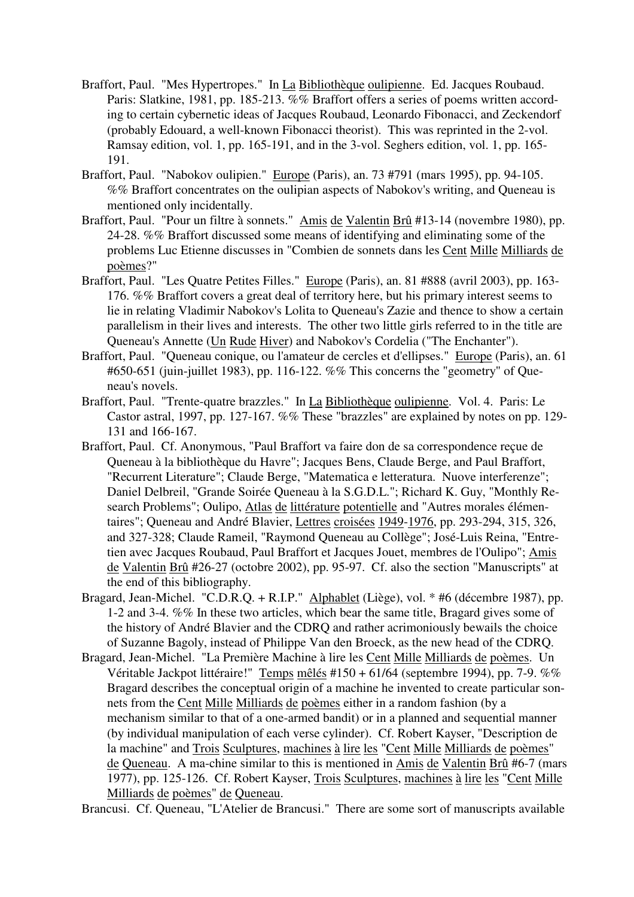Braffort, Paul. "Mes Hypertropes." In La Bibliothèque oulipienne. Ed. Jacques Roubaud. Paris: Slatkine, 1981, pp. 185-213. %% Braffort offers a series of poems written according to certain cybernetic ideas of Jacques Roubaud, Leonardo Fibonacci, and Zeckendorf (probably Edouard, a well-known Fibonacci theorist). This was reprinted in the 2-vol. Ramsay edition, vol. 1, pp. 165-191, and in the 3-vol. Seghers edition, vol. 1, pp. 165-191.

Braffort, Paul. "Nabokov oulipien." Europe (Paris), an. 73 #791 (mars 1995), pp. 94-105. %% Braffort concentrates on the oulipian aspects of Nabokov's writing, and Queneau is mentioned only incidentally.

Braffort, Paul. "Pour un filtre à sonnets." Amis de Valentin Brû #13-14 (novembre 1980), pp. 24-28. %% Braffort discussed some means of identifying and eliminating some of the problems Luc Etienne discusses in "Combien de sonnets dans les Cent Mille Milliards de poèmes?"

Braffort, Paul. "Les Quatre Petites Filles." Europe (Paris), an. 81 #888 (avril 2003), pp. 163-176. %% Braffort covers a great deal of territory here, but his primary interest seems to lie in relating Vladimir Nabokov's Lolita to Queneau's Zazie and thence to show a certain parallelism in their lives and interests. The other two little girls referred to in the title are Queneau's Annette (Un Rude Hiver) and Nabokov's Cordelia ("The Enchanter").

Braffort, Paul. "Queneau conique, ou l'amateur de cercles et d'ellipses." Europe (Paris), an. 61 #650-651 (juin-juillet 1983), pp. 116-122. %% This concerns the "geometry" of Queneau's novels.

Braffort, Paul. "Trente-quatre brazzles." In La Bibliothèque oulipienne. Vol. 4. Paris: Le Castor astral, 1997, pp. 127-167. %% These "brazzles" are explained by notes on pp. 129-131 and 166-167.

Braffort, Paul. Cf. Anonymous, "Paul Braffort va faire don de sa correspondence reçue de Queneau à la bibliothèque du Havre"; Jacques Bens, Claude Berge, and Paul Braffort, "Recurrent Literature"; Claude Berge, "Matematica e letteratura. Nuove interferenze"; Daniel Delbreil, "Grande Soirée Queneau à la S.G.D.L."; Richard K. Guy, "Monthly Research Problems"; Oulipo, Atlas de littérature potentielle and "Autres morales élémentaires"; Queneau and André Blavier, Lettres croisées 1949-1976, pp. 293-294, 315, 326, and 327-328; Claude Rameil, "Raymond Queneau au Collège"; José-Luis Reina, "Entretien avec Jacques Roubaud, Paul Braffort et Jacques Jouet, membres de l'Oulipo"; Amis de Valentin Brû #26-27 (octobre 2002), pp. 95-97. Cf. also the section "Manuscripts" at the end of this bibliography.

Bragard, Jean-Michel. "C.D.R.Q. + R.I.P." Alphablet (Liège), vol. * #6 (décembre 1987), pp. 1-2 and 3-4. %% In these two articles, which bear the same title, Bragard gives some of the history of André Blavier and the CDRQ and rather acrimoniously bewails the choice of Suzanne Bagoly, instead of Philippe Van den Broeck, as the new head of the CDRQ.

Bragard, Jean-Michel. "La Première Machine à lire les Cent Mille Milliards de poèmes. Un Véritable Jackpot littéraire!" Temps mêlés #150 + 61/64 (septembre 1994), pp. 7-9. %% Bragard describes the conceptual origin of a machine he invented to create particular sonnets from the Cent Mille Milliards de poèmes either in a random fashion (by a mechanism similar to that of a one-armed bandit) or in a planned and sequential manner (by individual manipulation of each verse cylinder). Cf. Robert Kayser, "Description de la machine" and Trois Sculptures, machines à lire les "Cent Mille Milliards de poèmes" de Queneau. A ma-chine similar to this is mentioned in Amis de Valentin Brû #6-7 (mars 1977), pp. 125-126. Cf. Robert Kayser, Trois Sculptures, machines à lire les "Cent Mille Milliards de poèmes" de Queneau.

Brancusi. Cf. Queneau, "L'Atelier de Brancusi." There are some sort of manuscripts available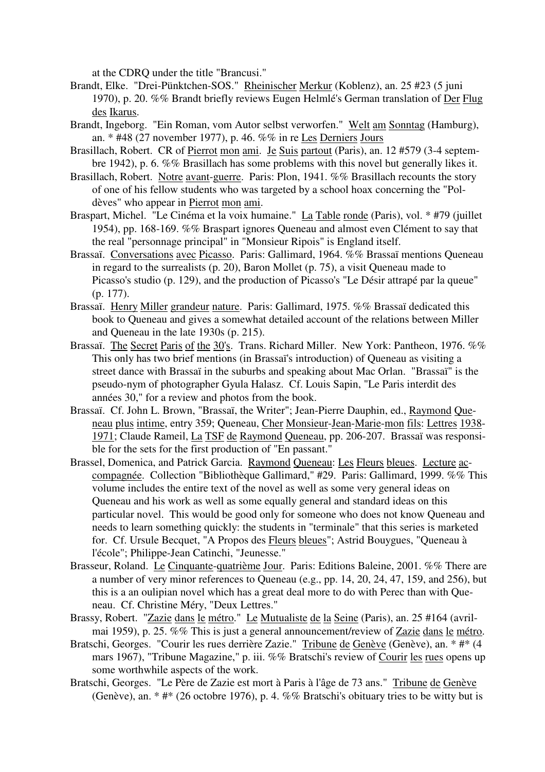at the CDRQ under the title "Brancusi."

Brandt, Elke. "Drei-Pünktchen-SOS." Rheinischer Merkur (Koblenz), an. 25 #23 (5 juni 1970), p. 20. %% Brandt briefly reviews Eugen Helmlé's German translation of Der Flug des Ikarus.

Brandt, Ingeborg. "Ein Roman, vom Autor selbst verworfen." Welt am Sonntag (Hamburg), an. * #48 (27 november 1977), p. 46. %% in re Les Derniers Jours

Brasillach, Robert. CR of Pierrot mon ami. Je Suis partout (Paris), an. 12 #579 (3-4 septembre 1942), p. 6. %% Brasillach has some problems with this novel but generally likes it.

Brasillach, Robert. Notre avant-guerre. Paris: Plon, 1941. %% Brasillach recounts the story of one of his fellow students who was targeted by a school hoax concerning the "Poldèves" who appear in Pierrot mon ami.

Braspart, Michel. "Le Cinéma et la voix humaine." La Table ronde (Paris), vol. * #79 (juillet 1954), pp. 168-169. %% Braspart ignores Queneau and almost even Clément to say that the real "personnage principal" in "Monsieur Ripois" is England itself.

Brassaï. Conversations avec Picasso. Paris: Gallimard, 1964. %% Brassaï mentions Queneau in regard to the surrealists (p. 20), Baron Mollet (p. 75), a visit Queneau made to Picasso's studio (p. 129), and the production of Picasso's "Le Désir attrapé par la queue" (p. 177).

Brassaï. Henry Miller grandeur nature. Paris: Gallimard, 1975. %% Brassaï dedicated this book to Queneau and gives a somewhat detailed account of the relations between Miller and Queneau in the late 1930s (p. 215).

Brassaï. The Secret Paris of the 30's. Trans. Richard Miller. New York: Pantheon, 1976. %% This only has two brief mentions (in Brassaï's introduction) of Queneau as visiting a street dance with Brassaï in the suburbs and speaking about Mac Orlan. "Brassaï" is the pseudo-nym of photographer Gyula Halasz. Cf. Louis Sapin, "Le Paris interdit des années 30," for a review and photos from the book.

Brassaï. Cf. John L. Brown, "Brassaï, the Writer"; Jean-Pierre Dauphin, ed., Raymond Queneau plus intime, entry 359; Queneau, Cher Monsieur-Jean-Marie-mon fils: Lettres 1938-1971; Claude Rameil, La TSF de Raymond Queneau, pp. 206-207. Brassaï was responsible for the sets for the first production of "En passant."

Brassel, Domenica, and Patrick Garcia. Raymond Queneau: Les Fleurs bleues. Lecture accompagnée. Collection "Bibliothèque Gallimard," #29. Paris: Gallimard, 1999. %% This volume includes the entire text of the novel as well as some very general ideas on Queneau and his work as well as some equally general and standard ideas on this particular novel. This would be good only for someone who does not know Queneau and needs to learn something quickly: the students in "terminale" that this series is marketed for. Cf. Ursule Becquet, "A Propos des Fleurs bleues"; Astrid Bouygues, "Queneau à l'école"; Philippe-Jean Catinchi, "Jeunesse."

Brasseur, Roland. Le Cinquante-quatrième Jour. Paris: Editions Baleine, 2001. %% There are a number of very minor references to Queneau (e.g., pp. 14, 20, 24, 47, 159, and 256), but this is a an oulipian novel which has a great deal more to do with Perec than with Queneau. Cf. Christine Méry, "Deux Lettres."

Brassy, Robert. "Zazie dans le métro." Le Mutualiste de la Seine (Paris), an. 25 #164 (avril-mai 1959), p. 25. %% This is just a general announcement/review of Zazie dans le métro.

Bratschi, Georges. "Courir les rues derrière Zazie." Tribune de Genève (Genève), an. * #* (4 mars 1967), "Tribune Magazine," p. iii. %% Bratschi's review of Courir les rues opens up some worthwhile aspects of the work.

Bratschi, Georges. "Le Père de Zazie est mort à Paris à l'âge de 73 ans." Tribune de Genève (Genève), an. * #* (26 octobre 1976), p. 4. %% Bratschi's obituary tries to be witty but is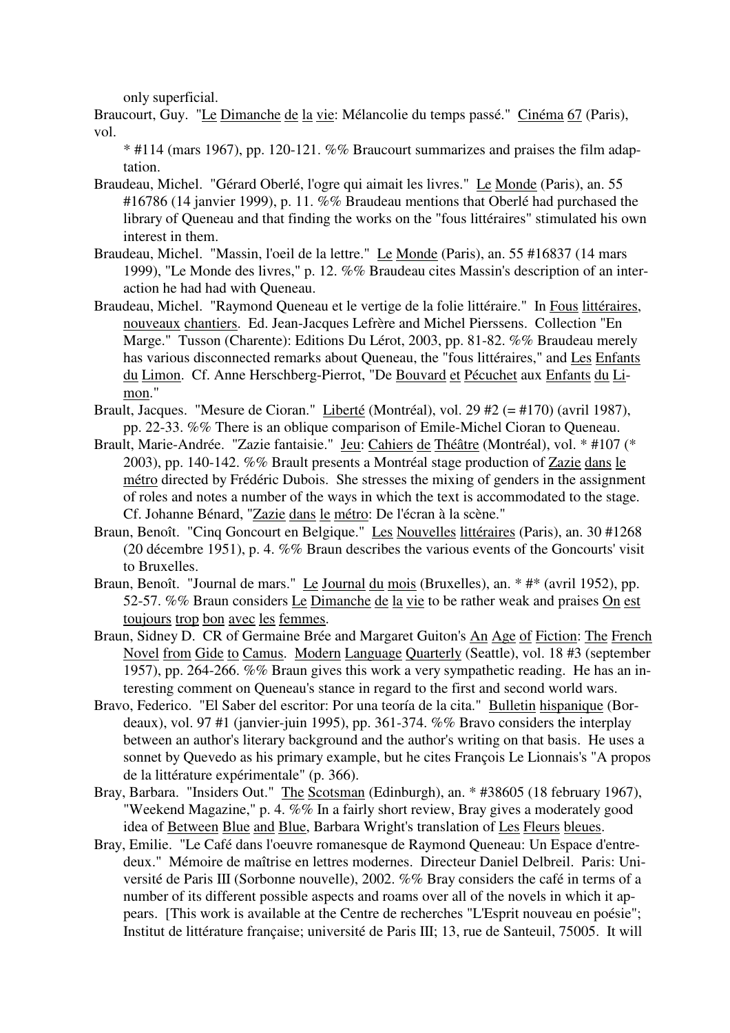only superficial.

Braucourt, Guy. "Le Dimanche de la vie: Mélancolie du temps passé." Cinéma 67 (Paris), vol.
* #114 (mars 1967), pp. 120-121. %% Braucourt summarizes and praises the film adaptation.

Braudeau, Michel. "Gérard Oberlé, l'ogre qui aimait les livres." Le Monde (Paris), an. 55 #16786 (14 janvier 1999), p. 11. %% Braudeau mentions that Oberlé had purchased the library of Queneau and that finding the works on the "fous littéraires" stimulated his own interest in them.

Braudeau, Michel. "Massin, l'oeil de la lettre." Le Monde (Paris), an. 55 #16837 (14 mars 1999), "Le Monde des livres," p. 12. %% Braudeau cites Massin's description of an interaction he had had with Queneau.

Braudeau, Michel. "Raymond Queneau et le vertige de la folie littéraire." In Fous littéraires, nouveaux chantiers. Ed. Jean-Jacques Lefrère and Michel Pierssens. Collection "En Marge." Tusson (Charente): Editions Du Lérot, 2003, pp. 81-82. %% Braudeau merely has various disconnected remarks about Queneau, the "fous littéraires," and Les Enfants du Limon. Cf. Anne Herschberg-Pierrot, "De Bouvard et Pécuchet aux Enfants du Limon."

Brault, Jacques. "Mesure de Cioran." Liberté (Montréal), vol. 29 #2 (= #170) (avril 1987), pp. 22-33. %% There is an oblique comparison of Emile-Michel Cioran to Queneau.

Brault, Marie-Andrée. "Zazie fantaisie." Jeu: Cahiers de Théâtre (Montréal), vol. * #107 (* 2003), pp. 140-142. %% Brault presents a Montréal stage production of Zazie dans le métro directed by Frédéric Dubois. She stresses the mixing of genders in the assignment of roles and notes a number of the ways in which the text is accommodated to the stage. Cf. Johanne Bénard, "Zazie dans le métro: De l'écran à la scène."

Braun, Benoît. "Cinq Goncourt en Belgique." Les Nouvelles littéraires (Paris), an. 30 #1268 (20 décembre 1951), p. 4. %% Braun describes the various events of the Goncourts' visit to Bruxelles.

Braun, Benoît. "Journal de mars." Le Journal du mois (Bruxelles), an. * #* (avril 1952), pp. 52-57. %% Braun considers Le Dimanche de la vie to be rather weak and praises On est toujours trop bon avec les femmes.

Braun, Sidney D. CR of Germaine Brée and Margaret Guiton's An Age of Fiction: The French Novel from Gide to Camus. Modern Language Quarterly (Seattle), vol. 18 #3 (september 1957), pp. 264-266. %% Braun gives this work a very sympathetic reading. He has an interesting comment on Queneau's stance in regard to the first and second world wars.

Bravo, Federico. "El Saber del escritor: Por una teoría de la cita." Bulletin hispanique (Bordeaux), vol. 97 #1 (janvier-juin 1995), pp. 361-374. %% Bravo considers the interplay between an author's literary background and the author's writing on that basis. He uses a sonnet by Quevedo as his primary example, but he cites François Le Lionnais's "A propos de la littérature expérimentale" (p. 366).

Bray, Barbara. "Insiders Out." The Scotsman (Edinburgh), an. * #38605 (18 february 1967), "Weekend Magazine," p. 4. %% In a fairly short review, Bray gives a moderately good idea of Between Blue and Blue, Barbara Wright's translation of Les Fleurs bleues.

Bray, Emilie. "Le Café dans l'oeuvre romanesque de Raymond Queneau: Un Espace d'entre-deux." Mémoire de maîtrise en lettres modernes. Directeur Daniel Delbreil. Paris: Université de Paris III (Sorbonne nouvelle), 2002. %% Bray considers the café in terms of a number of its different possible aspects and roams over all of the novels in which it appears. [This work is available at the Centre de recherches "L'Esprit nouveau en poésie"; Institut de littérature française; université de Paris III; 13, rue de Santeuil, 75005. It will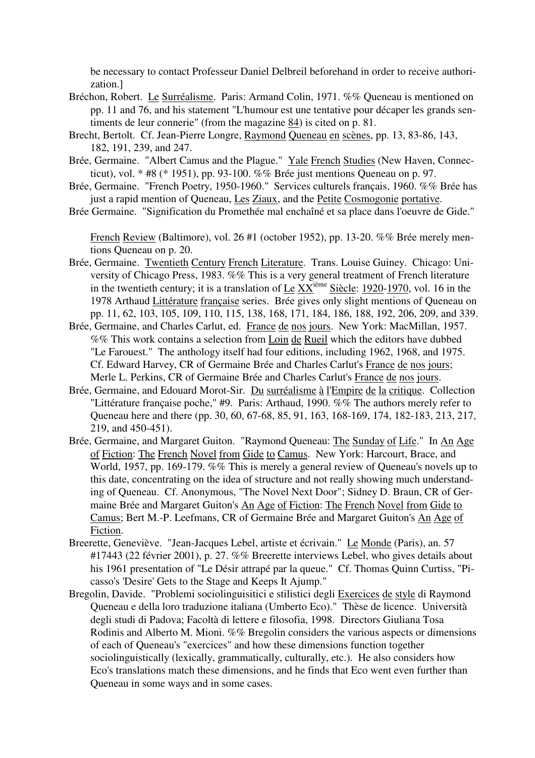be necessary to contact Professeur Daniel Delbreil beforehand in order to receive authorization.]

Bréchon, Robert. Le Surréalisme. Paris: Armand Colin, 1971. %% Queneau is mentioned on pp. 11 and 76, and his statement "L'humour est une tentative pour décaper les grands sentiments de leur connerie" (from the magazine 84) is cited on p. 81.

Brecht, Bertolt. Cf. Jean-Pierre Longre, Raymond Queneau en scènes, pp. 13, 83-86, 143, 182, 191, 239, and 247.

Brée, Germaine. "Albert Camus and the Plague." Yale French Studies (New Haven, Connecticut), vol. * #8 (* 1951), pp. 93-100. %% Brée just mentions Queneau on p. 97.

Brée, Germaine. "French Poetry, 1950-1960." Services culturels français, 1960. %% Brée has just a rapid mention of Queneau, Les Ziaux, and the Petite Cosmogonie portative.

Brée Germaine. "Signification du Promethée mal enchaîné et sa place dans l'oeuvre de Gide." French Review (Baltimore), vol. 26 #1 (october 1952), pp. 13-20. %% Brée merely mentions Queneau on p. 20.

Brée, Germaine. Twentieth Century French Literature. Trans. Louise Guiney. Chicago: University of Chicago Press, 1983. %% This is a very general treatment of French literature in the twentieth century; it is a translation of Le XXième Siècle: 1920-1970, vol. 16 in the 1978 Arthaud Littérature française series. Brée gives only slight mentions of Queneau on pp. 11, 62, 103, 105, 109, 110, 115, 138, 168, 171, 184, 186, 188, 192, 206, 209, and 339.

Brée, Germaine, and Charles Carlut, ed. France de nos jours. New York: MacMillan, 1957. %% This work contains a selection from Loin de Rueil which the editors have dubbed "Le Farouest." The anthology itself had four editions, including 1962, 1968, and 1975. Cf. Edward Harvey, CR of Germaine Brée and Charles Carlut's France de nos jours; Merle L. Perkins, CR of Germaine Brée and Charles Carlut's France de nos jours.

Brée, Germaine, and Edouard Morot-Sir. Du surréalisme à l'Empire de la critique. Collection "Littérature française poche," #9. Paris: Arthaud, 1990. %% The authors merely refer to Queneau here and there (pp. 30, 60, 67-68, 85, 91, 163, 168-169, 174, 182-183, 213, 217, 219, and 450-451).

Brée, Germaine, and Margaret Guiton. "Raymond Queneau: The Sunday of Life." In An Age of Fiction: The French Novel from Gide to Camus. New York: Harcourt, Brace, and World, 1957, pp. 169-179. %% This is merely a general review of Queneau's novels up to this date, concentrating on the idea of structure and not really showing much understanding of Queneau. Cf. Anonymous, "The Novel Next Door"; Sidney D. Braun, CR of Germaine Brée and Margaret Guiton's An Age of Fiction: The French Novel from Gide to Camus; Bert M.-P. Leefmans, CR of Germaine Brée and Margaret Guiton's An Age of Fiction.

Breerette, Geneviève. "Jean-Jacques Lebel, artiste et écrivain." Le Monde (Paris), an. 57 #17443 (22 février 2001), p. 27. %% Breerette interviews Lebel, who gives details about his 1961 presentation of "Le Désir attrapé par la queue." Cf. Thomas Quinn Curtiss, "Picasso's 'Desire' Gets to the Stage and Keeps It Ajump."

Bregolin, Davide. "Problemi sociolinguisitici e stilistici degli Exercices de style di Raymond Queneau e della loro traduzione italiana (Umberto Eco)." Thèse de licence. Università degli studi di Padova; Facoltà di lettere e filosofia, 1998. Directors Giuliana Tosa Rodinis and Alberto M. Mioni. %% Bregolin considers the various aspects or dimensions of each of Queneau's "exercices" and how these dimensions function together sociolinguistically (lexically, grammatically, culturally, etc.). He also considers how Eco's translations match these dimensions, and he finds that Eco went even further than Queneau in some ways and in some cases.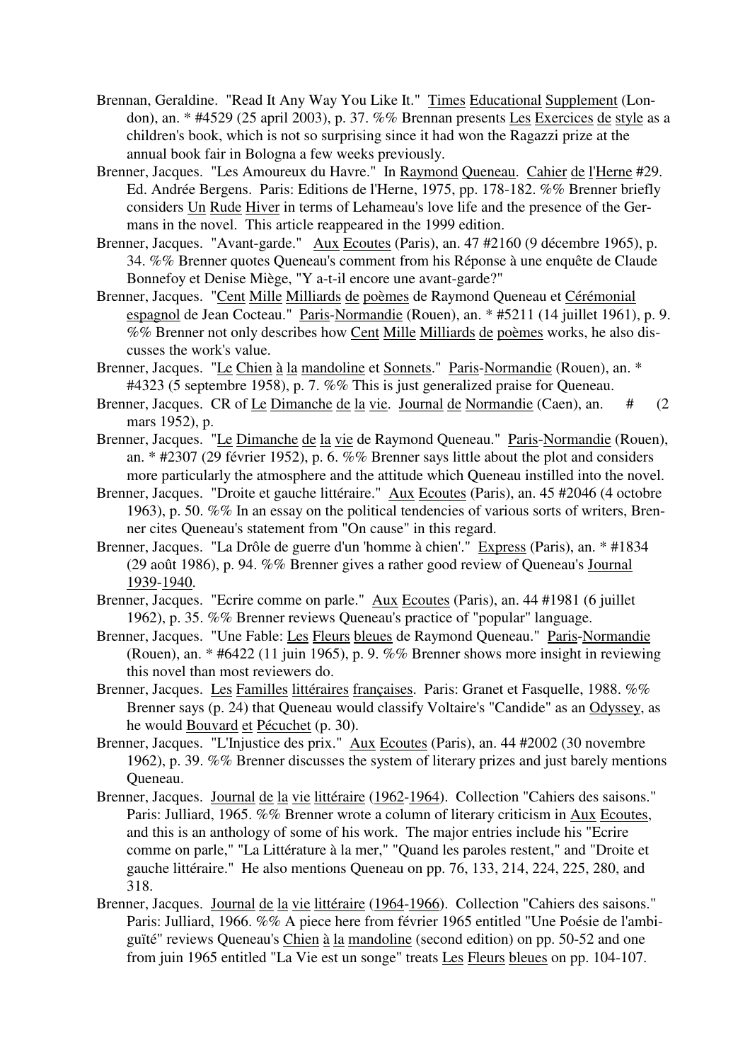Brennan, Geraldine. "Read It Any Way You Like It." Times Educational Supplement (London), an. * #4529 (25 april 2003), p. 37. %% Brennan presents Les Exercices de style as a children's book, which is not so surprising since it had won the Ragazzi prize at the annual book fair in Bologna a few weeks previously.

Brenner, Jacques. "Les Amoureux du Havre." In Raymond Queneau. Cahier de l'Herne #29. Ed. Andrée Bergens. Paris: Editions de l'Herne, 1975, pp. 178-182. %% Brenner briefly considers Un Rude Hiver in terms of Lehameau's love life and the presence of the Germans in the novel. This article reappeared in the 1999 edition.

Brenner, Jacques. "Avant-garde." Aux Ecoutes (Paris), an. 47 #2160 (9 décembre 1965), p. 34. %% Brenner quotes Queneau's comment from his Réponse à une enquête de Claude Bonnefoy and Denise Miège, "Y a-t-il encore une avant-garde?"

Brenner, Jacques. "Cent Mille Milliards de poèmes de Raymond Queneau et Cérémonial espagnol de Jean Cocteau." Paris-Normandie (Rouen), an. * #5211 (14 juillet 1961), p. 9. %% Brenner not only describes how Cent Mille Milliards de poèmes works, he also discusses the work's value.

Brenner, Jacques. "Le Chien à la mandoline et Sonnets." Paris-Normandie (Rouen), an. * #4323 (5 septembre 1958), p. 7. %% This is just generalized praise for Queneau.

Brenner, Jacques. CR of Le Dimanche de la vie. Journal de Normandie (Caen), an. # (2 mars 1952), p.

Brenner, Jacques. "Le Dimanche de la vie de Raymond Queneau." Paris-Normandie (Rouen), an. * #2307 (29 février 1952), p. 6. %% Brenner says little about the plot and considers more particularly the atmosphere and the attitude which Queneau instilled into the novel.

Brenner, Jacques. "Droite et gauche littéraire." Aux Ecoutes (Paris), an. 45 #2046 (4 octobre 1963), p. 50. %% In an essay on the political tendencies of various sorts of writers, Brenner cites Queneau's statement from "On cause" in this regard.

Brenner, Jacques. "La Drôle de guerre d'un 'homme à chien'." Express (Paris), an. * #1834 (29 août 1986), p. 94. %% Brenner gives a rather good review of Queneau's Journal 1939-1940.

Brenner, Jacques. "Ecrire comme on parle." Aux Ecoutes (Paris), an. 44 #1981 (6 juillet 1962), p. 35. %% Brenner reviews Queneau's practice of "popular" language.

Brenner, Jacques. "Une Fable: Les Fleurs bleues de Raymond Queneau." Paris-Normandie (Rouen), an. * #6422 (11 juin 1965), p. 9. %% Brenner shows more insight in reviewing this novel than most reviewers do.

Brenner, Jacques. Les Familles littéraires françaises. Paris: Granet et Fasquelle, 1988. %% Brenner says (p. 24) that Queneau would classify Voltaire's "Candide" as an Odyssey, as he would Bouvard et Pécuchet (p. 30).

Brenner, Jacques. "L'Injustice des prix." Aux Ecoutes (Paris), an. 44 #2002 (30 novembre 1962), p. 39. %% Brenner discusses the system of literary prizes and just barely mentions Queneau.

Brenner, Jacques. Journal de la vie littéraire (1962-1964). Collection "Cahiers des saisons." Paris: Julliard, 1965. %% Brenner wrote a column of literary criticism in Aux Ecoutes, and this is an anthology of some of his work. The major entries include his "Ecrire comme on parle," "La Littérature à la mer," "Quand les paroles restent," and "Droite et gauche littéraire." He also mentions Queneau on pp. 76, 133, 214, 224, 225, 280, and 318.

Brenner, Jacques. Journal de la vie littéraire (1964-1966). Collection "Cahiers des saisons." Paris: Julliard, 1966. %% A piece here from février 1965 entitled "Une Poésie de l'ambiguïté" reviews Queneau's Chien à la mandoline (second edition) on pp. 50-52 and one from juin 1965 entitled "La Vie est un songe" treats Les Fleurs bleues on pp. 104-107.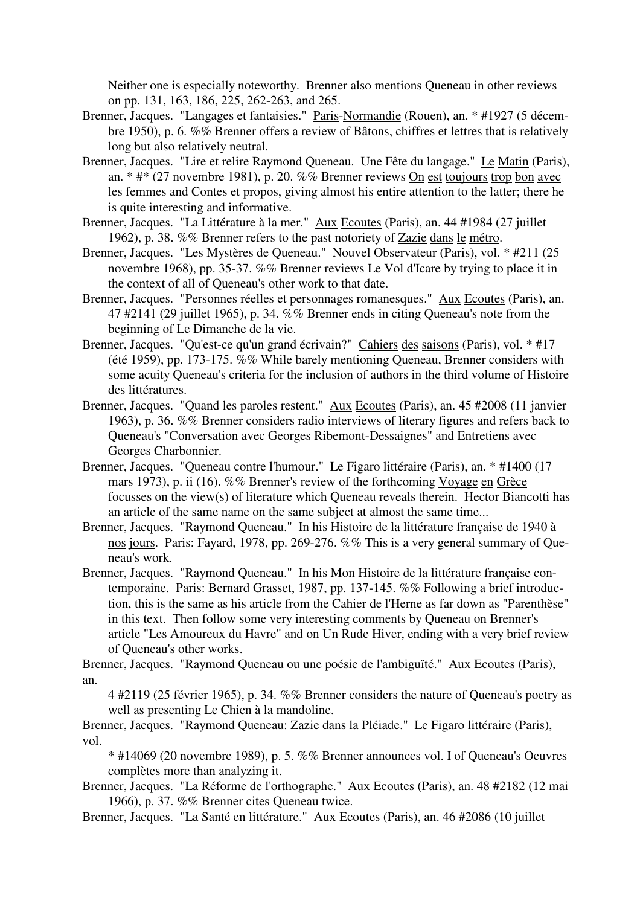Neither one is especially noteworthy. Brenner also mentions Queneau in other reviews on pp. 131, 163, 186, 225, 262-263, and 265.

Brenner, Jacques. "Langages et fantaisies." Paris-Normandie (Rouen), an. * #1927 (5 décembre 1950), p. 6. %% Brenner offers a review of Bâtons, chiffres et lettres that is relatively long but also relatively neutral.

Brenner, Jacques. "Lire et relire Raymond Queneau. Une Fête du langage." Le Matin (Paris), an. * #* (27 novembre 1981), p. 20. %% Brenner reviews On est toujours trop bon avec les femmes and Contes et propos, giving almost his entire attention to the latter; there he is quite interesting and informative.

Brenner, Jacques. "La Littérature à la mer." Aux Ecoutes (Paris), an. 44 #1984 (27 juillet 1962), p. 38. %% Brenner refers to the past notoriety of Zazie dans le métro.

Brenner, Jacques. "Les Mystères de Queneau." Nouvel Observateur (Paris), vol. * #211 (25 novembre 1968), pp. 35-37. %% Brenner reviews Le Vol d'Icare by trying to place it in the context of all of Queneau's other work to that date.

Brenner, Jacques. "Personnes réelles et personnages romanesques." Aux Ecoutes (Paris), an. 47 #2141 (29 juillet 1965), p. 34. %% Brenner ends in citing Queneau's note from the beginning of Le Dimanche de la vie.

Brenner, Jacques. "Qu'est-ce qu'un grand écrivain?" Cahiers des saisons (Paris), vol. * #17 (été 1959), pp. 173-175. %% While barely mentioning Queneau, Brenner considers with some acuity Queneau's criteria for the inclusion of authors in the third volume of Histoire des littératures.

Brenner, Jacques. "Quand les paroles restent." Aux Ecoutes (Paris), an. 45 #2008 (11 janvier 1963), p. 36. %% Brenner considers radio interviews of literary figures and refers back to Queneau's "Conversation avec Georges Ribemont-Dessaignes" and Entretiens avec Georges Charbonnier.

Brenner, Jacques. "Queneau contre l'humour." Le Figaro littéraire (Paris), an. * #1400 (17 mars 1973), p. ii (16). %% Brenner's review of the forthcoming Voyage en Grèce focusses on the view(s) of literature which Queneau reveals therein. Hector Biancotti has an article of the same name on the same subject at almost the same time...

Brenner, Jacques. "Raymond Queneau." In his Histoire de la littérature française de 1940 à nos jours. Paris: Fayard, 1978, pp. 269-276. %% This is a very general summary of Queneau's work.

Brenner, Jacques. "Raymond Queneau." In his Mon Histoire de la littérature française contemporaine. Paris: Bernard Grasset, 1987, pp. 137-145. %% Following a brief introduction, this is the same as his article from the Cahier de l'Herne as far down as "Parenthèse" in this text. Then follow some very interesting comments by Queneau on Brenner's article "Les Amoureux du Havre" and on Un Rude Hiver, ending with a very brief review of Queneau's other works.

Brenner, Jacques. "Raymond Queneau ou une poésie de l'ambiguïté." Aux Ecoutes (Paris), an.
4 #2119 (25 février 1965), p. 34. %% Brenner considers the nature of Queneau's poetry as well as presenting Le Chien à la mandoline.

Brenner, Jacques. "Raymond Queneau: Zazie dans la Pléiade." Le Figaro littéraire (Paris), vol.
* #14069 (20 novembre 1989), p. 5. %% Brenner announces vol. I of Queneau's Oeuvres complètes more than analyzing it.

Brenner, Jacques. "La Réforme de l'orthographe." Aux Ecoutes (Paris), an. 48 #2182 (12 mai 1966), p. 37. %% Brenner cites Queneau twice.

Brenner, Jacques. "La Santé en littérature." Aux Ecoutes (Paris), an. 46 #2086 (10 juillet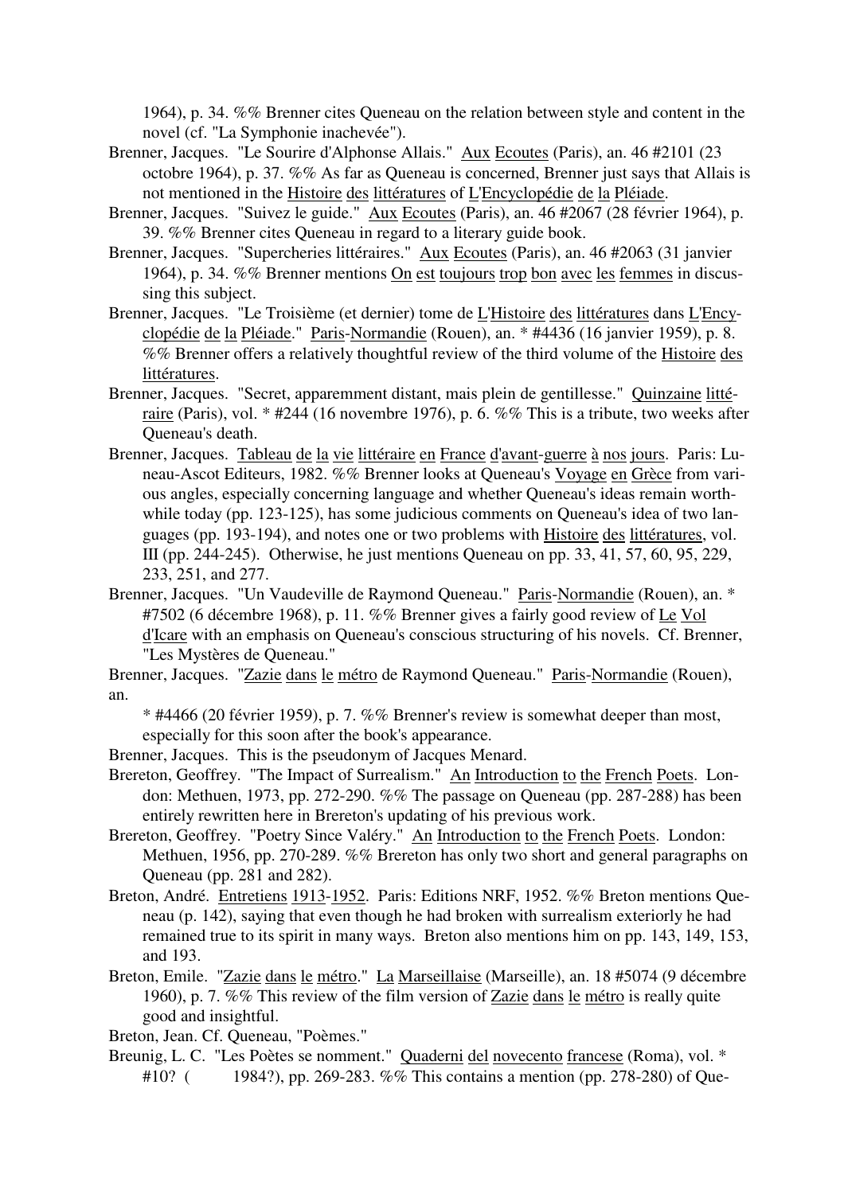1964), p. 34. %% Brenner cites Queneau on the relation between style and content in the novel (cf. "La Symphonie inachevée").

Brenner, Jacques. "Le Sourire d'Alphonse Allais." Aux Ecoutes (Paris), an. 46 #2101 (23 octobre 1964), p. 37. %% As far as Queneau is concerned, Brenner just says that Allais is not mentioned in the Histoire des littératures of L'Encyclopédie de la Pléiade.

Brenner, Jacques. "Suivez le guide." Aux Ecoutes (Paris), an. 46 #2067 (28 février 1964), p. 39. %% Brenner cites Queneau in regard to a literary guide book.

Brenner, Jacques. "Supercheries littéraires." Aux Ecoutes (Paris), an. 46 #2063 (31 janvier 1964), p. 34. %% Brenner mentions On est toujours trop bon avec les femmes in discussing this subject.

Brenner, Jacques. "Le Troisième (et dernier) tome de L'Histoire des littératures dans L'Encyclopédie de la Pléiade." Paris-Normandie (Rouen), an. * #4436 (16 janvier 1959), p. 8. %% Brenner offers a relatively thoughtful review of the third volume of the Histoire des littératures.

Brenner, Jacques. "Secret, apparemment distant, mais plein de gentillesse." Quinzaine littéraire (Paris), vol. * #244 (16 novembre 1976), p. 6. %% This is a tribute, two weeks after Queneau's death.

Brenner, Jacques. Tableau de la vie littéraire en France d'avant-guerre à nos jours. Paris: Luneau-Ascot Editeurs, 1982. %% Brenner looks at Queneau's Voyage en Grèce from various angles, especially concerning language and whether Queneau's ideas remain worthwhile today (pp. 123-125), has some judicious comments on Queneau's idea of two languages (pp. 193-194), and notes one or two problems with Histoire des littératures, vol. III (pp. 244-245). Otherwise, he just mentions Queneau on pp. 33, 41, 57, 60, 95, 229, 233, 251, and 277.

Brenner, Jacques. "Un Vaudeville de Raymond Queneau." Paris-Normandie (Rouen), an. * #7502 (6 décembre 1968), p. 11. %% Brenner gives a fairly good review of Le Vol d'Icare with an emphasis on Queneau's conscious structuring of his novels. Cf. Brenner, "Les Mystères de Queneau."

Brenner, Jacques. "Zazie dans le métro de Raymond Queneau." Paris-Normandie (Rouen), an.
* #4466 (20 février 1959), p. 7. %% Brenner's review is somewhat deeper than most, especially for this soon after the book's appearance.

Brenner, Jacques. This is the pseudonym of Jacques Menard.

Brereton, Geoffrey. "The Impact of Surrealism." An Introduction to the French Poets. London: Methuen, 1973, pp. 272-290. %% The passage on Queneau (pp. 287-288) has been entirely rewritten here in Brereton's updating of his previous work.

Brereton, Geoffrey. "Poetry Since Valéry." An Introduction to the French Poets. London: Methuen, 1956, pp. 270-289. %% Brereton has only two short and general paragraphs on Queneau (pp. 281 and 282).

Breton, André. Entretiens 1913-1952. Paris: Editions NRF, 1952. %% Breton mentions Queneau (p. 142), saying that even though he had broken with surrealism exteriorly he had remained true to its spirit in many ways. Breton also mentions him on pp. 143, 149, 153, and 193.

Breton, Emile. "Zazie dans le métro." La Marseillaise (Marseille), an. 18 #5074 (9 décembre 1960), p. 7. %% This review of the film version of Zazie dans le métro is really quite good and insightful.

Breton, Jean. Cf. Queneau, "Poèmes."

Breunig, L. C. "Les Poètes se nomment." Quaderni del novecento francese (Roma), vol. * #10? ( 1984?), pp. 269-283. %% This contains a mention (pp. 278-280) of Que-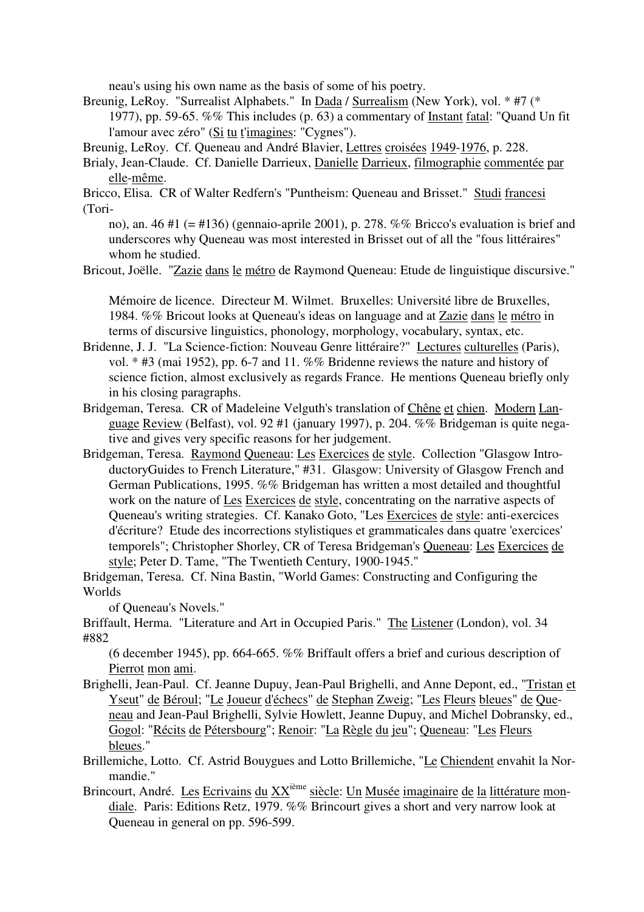neau's using his own name as the basis of some of his poetry.

Breunig, LeRoy. "Surrealist Alphabets." In Dada / Surrealism (New York), vol. * #7 (* 1977), pp. 59-65. %% This includes (p. 63) a commentary of Instant fatal: "Quand Un fit l'amour avec zéro" (Si tu t'imagines: "Cygnes").

Breunig, LeRoy. Cf. Queneau and André Blavier, Lettres croisées 1949-1976, p. 228.

Brialy, Jean-Claude. Cf. Danielle Darrieux, Danielle Darrieux, filmographie commentée par elle-même.

Bricco, Elisa. CR of Walter Redfern's "Puntheism: Queneau and Brisset." Studi francesi (Torino), an. 46 #1 (= #136) (gennaio-aprile 2001), p. 278. %% Bricco's evaluation is brief and underscores why Queneau was most interested in Brisset out of all the "fous littéraires" whom he studied.

Bricout, Joëlle. "Zazie dans le métro de Raymond Queneau: Etude de linguistique discursive." Mémoire de licence. Directeur M. Wilmet. Bruxelles: Université libre de Bruxelles, 1984. %% Bricout looks at Queneau's ideas on language and at Zazie dans le métro in terms of discursive linguistics, phonology, morphology, vocabulary, syntax, etc.

Bridenne, J. J. "La Science-fiction: Nouveau Genre littéraire?" Lectures culturelles (Paris), vol. * #3 (mai 1952), pp. 6-7 and 11. %% Bridenne reviews the nature and history of science fiction, almost exclusively as regards France. He mentions Queneau briefly only in his closing paragraphs.

Bridgeman, Teresa. CR of Madeleine Velguth's translation of Chêne et chien. Modern Language Review (Belfast), vol. 92 #1 (january 1997), p. 204. %% Bridgeman is quite negative and gives very specific reasons for her judgement.

Bridgeman, Teresa. Raymond Queneau: Les Exercices de style. Collection "Glasgow IntroductoryGuides to French Literature," #31. Glasgow: University of Glasgow French and German Publications, 1995. %% Bridgeman has written a most detailed and thoughtful work on the nature of Les Exercices de style, concentrating on the narrative aspects of Queneau's writing strategies. Cf. Kanako Goto, "Les Exercices de style: anti-exercices d'écriture? Etude des incorrections stylistiques et grammaticales dans quatre 'exercices' temporels"; Christopher Shorley, CR of Teresa Bridgeman's Queneau: Les Exercices de style; Peter D. Tame, "The Twentieth Century, 1900-1945."

Bridgeman, Teresa. Cf. Nina Bastin, "World Games: Constructing and Configuring the Worlds of Queneau's Novels."

Briffault, Herma. "Literature and Art in Occupied Paris." The Listener (London), vol. 34 #882 (6 december 1945), pp. 664-665. %% Briffault offers a brief and curious description of Pierrot mon ami.

Brighelli, Jean-Paul. Cf. Jeanne Dupuy, Jean-Paul Brighelli, and Anne Depont, ed., "Tristan et Yseut" de Béroul; "Le Joueur d'échecs" de Stephan Zweig; "Les Fleurs bleues" de Queneau and Jean-Paul Brighelli, Sylvie Howlett, Jeanne Dupuy, and Michel Dobransky, ed., Gogol: "Récits de Pétersbourg"; Renoir: "La Règle du jeu"; Queneau: "Les Fleurs bleues."

Brillemiche, Lotto. Cf. Astrid Bouygues and Lotto Brillemiche, "Le Chiendent envahit la Normandie."

Brincourt, André. Les Ecrivains du XXième siècle: Un Musée imaginaire de la littérature mondiale. Paris: Editions Retz, 1979. %% Brincourt gives a short and very narrow look at Queneau in general on pp. 596-599.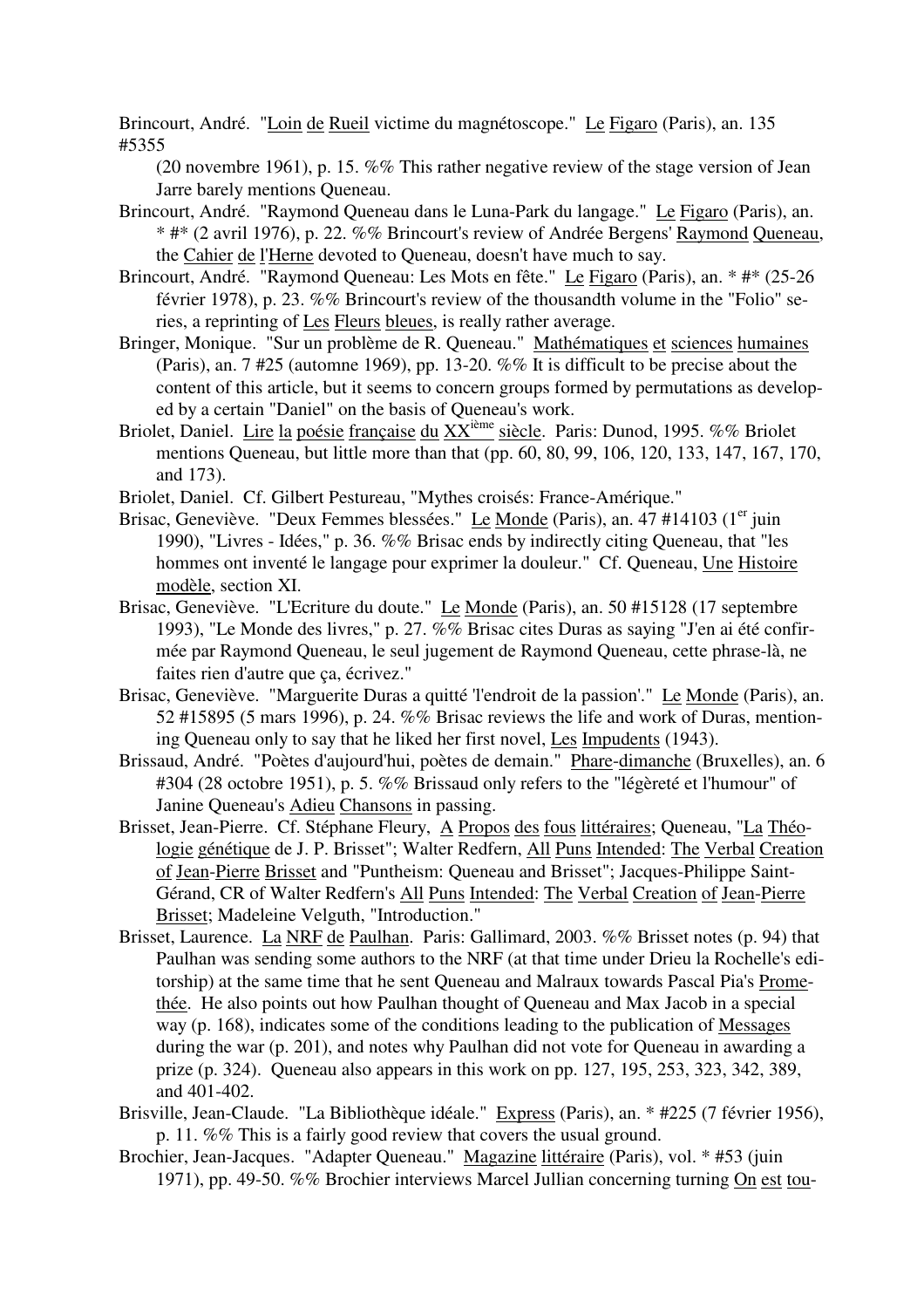Brincourt, André. "Loin de Rueil victime du magnétoscope." Le Figaro (Paris), an. 135 #5355 (20 novembre 1961), p. 15. %% This rather negative review of the stage version of Jean Jarre barely mentions Queneau.

Brincourt, André. "Raymond Queneau dans le Luna-Park du langage." Le Figaro (Paris), an. * #* (2 avril 1976), p. 22. %% Brincourt's review of Andrée Bergens' Raymond Queneau, the Cahier de l'Herne devoted to Queneau, doesn't have much to say.

Brincourt, André. "Raymond Queneau: Les Mots en fête." Le Figaro (Paris), an. * #* (25-26 février 1978), p. 23. %% Brincourt's review of the thousandth volume in the "Folio" series, a reprinting of Les Fleurs bleues, is really rather average.

Bringer, Monique. "Sur un problème de R. Queneau." Mathématiques et sciences humaines (Paris), an. 7 #25 (automne 1969), pp. 13-20. %% It is difficult to be precise about the content of this article, but it seems to concern groups formed by permutations as developed by a certain "Daniel" on the basis of Queneau's work.

Briolet, Daniel. Lire la poésie française du XX[ième] siècle. Paris: Dunod, 1995. %% Briolet mentions Queneau, but little more than that (pp. 60, 80, 99, 106, 120, 133, 147, 167, 170, and 173).

Briolet, Daniel. Cf. Gilbert Pestureau, "Mythes croisés: France-Amérique."

Brisac, Geneviève. "Deux Femmes blessées." Le Monde (Paris), an. 47 #14103 (1[er] juin 1990), "Livres - Idées," p. 36. %% Brisac ends by indirectly citing Queneau, that "les hommes ont inventé le langage pour exprimer la douleur." Cf. Queneau, Une Histoire modèle, section XI.

Brisac, Geneviève. "L'Ecriture du doute." Le Monde (Paris), an. 50 #15128 (17 septembre 1993), "Le Monde des livres," p. 27. %% Brisac cites Duras as saying "J'en ai été confirmée par Raymond Queneau, le seul jugement de Raymond Queneau, cette phrase-là, ne faites rien d'autre que ça, écrivez."

Brisac, Geneviève. "Marguerite Duras a quitté 'l'endroit de la passion'." Le Monde (Paris), an. 52 #15895 (5 mars 1996), p. 24. %% Brisac reviews the life and work of Duras, mentioning Queneau only to say that he liked her first novel, Les Impudents (1943).

Brissaud, André. "Poètes d'aujourd'hui, poètes de demain." Phare-dimanche (Bruxelles), an. 6 #304 (28 octobre 1951), p. 5. %% Brissaud only refers to the "légèreté et l'humour" of Janine Queneau's Adieu Chansons in passing.

Brisset, Jean-Pierre. Cf. Stéphane Fleury, A Propos des fous littéraires; Queneau, "La Théologie génétique de J. P. Brisset"; Walter Redfern, All Puns Intended: The Verbal Creation of Jean-Pierre Brisset and "Puntheism: Queneau and Brisset"; Jacques-Philippe Saint-Gérand, CR of Walter Redfern's All Puns Intended: The Verbal Creation of Jean-Pierre Brisset; Madeleine Velguth, "Introduction."

Brisset, Laurence. La NRF de Paulhan. Paris: Gallimard, 2003. %% Brisset notes (p. 94) that Paulhan was sending some authors to the NRF (at that time under Drieu la Rochelle's editorship) at the same time that he sent Queneau and Malraux towards Pascal Pia's Prométhée. He also points out how Paulhan thought of Queneau and Max Jacob in a special way (p. 168), indicates some of the conditions leading to the publication of Messages during the war (p. 201), and notes why Paulhan did not vote for Queneau in awarding a prize (p. 324). Queneau also appears in this work on pp. 127, 195, 253, 323, 342, 389, and 401-402.

Brisville, Jean-Claude. "La Bibliothèque idéale." Express (Paris), an. * #225 (7 février 1956), p. 11. %% This is a fairly good review that covers the usual ground.

Brochier, Jean-Jacques. "Adapter Queneau." Magazine littéraire (Paris), vol. * #53 (juin 1971), pp. 49-50. %% Brochier interviews Marcel Jullian concerning turning On est tou-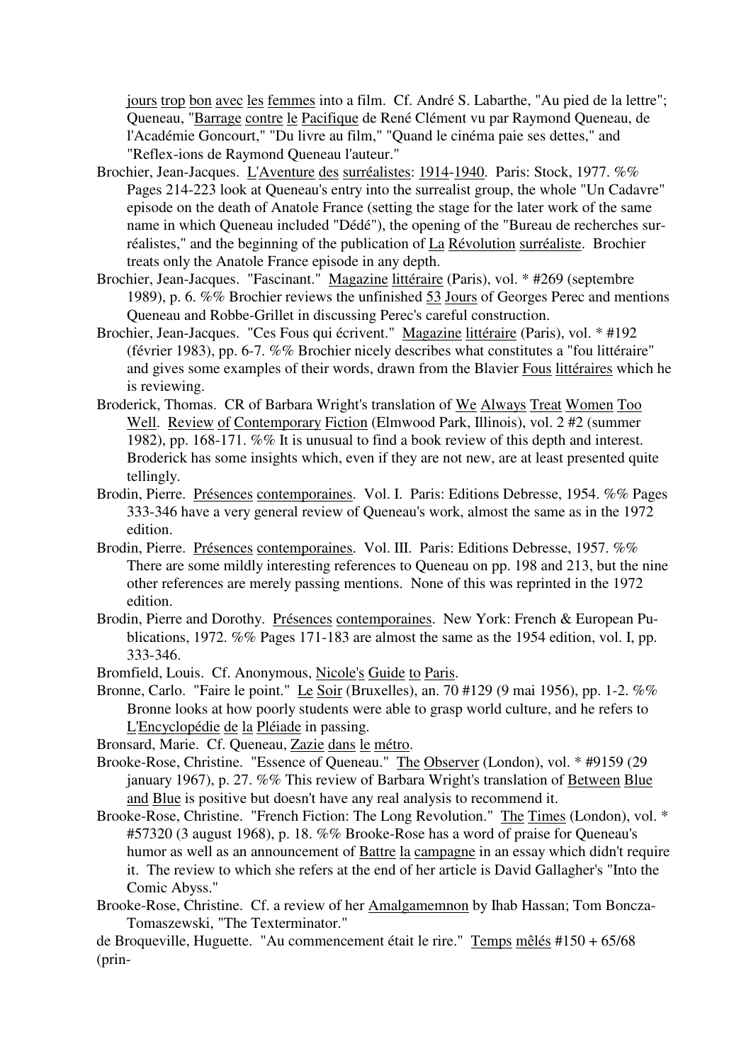jours trop bon avec les femmes into a film. Cf. André S. Labarthe, "Au pied de la lettre"; Queneau, "Barrage contre le Pacifique de René Clément vu par Raymond Queneau, de l'Académie Goncourt," "Du livre au film," "Quand le cinéma paie ses dettes," and "Reflex-ions de Raymond Queneau l'auteur."

Brochier, Jean-Jacques. L'Aventure des surréalistes: 1914-1940. Paris: Stock, 1977. %% Pages 214-223 look at Queneau's entry into the surrealist group, the whole "Un Cadavre" episode on the death of Anatole France (setting the stage for the later work of the same name in which Queneau included "Dédé"), the opening of the "Bureau de recherches surréalistes," and the beginning of the publication of La Révolution surréaliste. Brochier treats only the Anatole France episode in any depth.

Brochier, Jean-Jacques. "Fascinant." Magazine littéraire (Paris), vol. * #269 (septembre 1989), p. 6. %% Brochier reviews the unfinished 53 Jours of Georges Perec and mentions Queneau and Robbe-Grillet in discussing Perec's careful construction.

Brochier, Jean-Jacques. "Ces Fous qui écrivent." Magazine littéraire (Paris), vol. * #192 (février 1983), pp. 6-7. %% Brochier nicely describes what constitutes a "fou littéraire" and gives some examples of their words, drawn from the Blavier Fous littéraires which he is reviewing.

Broderick, Thomas. CR of Barbara Wright's translation of We Always Treat Women Too Well. Review of Contemporary Fiction (Elmwood Park, Illinois), vol. 2 #2 (summer 1982), pp. 168-171. %% It is unusual to find a book review of this depth and interest. Broderick has some insights which, even if they are not new, are at least presented quite tellingly.

Brodin, Pierre. Présences contemporaines. Vol. I. Paris: Editions Debresse, 1954. %% Pages 333-346 have a very general review of Queneau's work, almost the same as in the 1972 edition.

Brodin, Pierre. Présences contemporaines. Vol. III. Paris: Editions Debresse, 1957. %% There are some mildly interesting references to Queneau on pp. 198 and 213, but the nine other references are merely passing mentions. None of this was reprinted in the 1972 edition.

Brodin, Pierre and Dorothy. Présences contemporaines. New York: French & European Publications, 1972. %% Pages 171-183 are almost the same as the 1954 edition, vol. I, pp. 333-346.

Bromfield, Louis. Cf. Anonymous, Nicole's Guide to Paris.

Bronne, Carlo. "Faire le point." Le Soir (Bruxelles), an. 70 #129 (9 mai 1956), pp. 1-2. %% Bronne looks at how poorly students were able to grasp world culture, and he refers to L'Encyclopédie de la Pléiade in passing.

Bronsard, Marie. Cf. Queneau, Zazie dans le métro.

Brooke-Rose, Christine. "Essence of Queneau." The Observer (London), vol. * #9159 (29 january 1967), p. 27. %% This review of Barbara Wright's translation of Between Blue and Blue is positive but doesn't have any real analysis to recommend it.

Brooke-Rose, Christine. "French Fiction: The Long Revolution." The Times (London), vol. * #57320 (3 august 1968), p. 18. %% Brooke-Rose has a word of praise for Queneau's humor as well as an announcement of Battre la campagne in an essay which didn't require it. The review to which she refers at the end of her article is David Gallagher's "Into the Comic Abyss."

Brooke-Rose, Christine. Cf. a review of her Amalgamemnon by Ihab Hassan; Tom Boncza-Tomaszewski, "The Texterminator."

de Broqueville, Huguette. "Au commencement était le rire." Temps mêlés #150 + 65/68 (prin-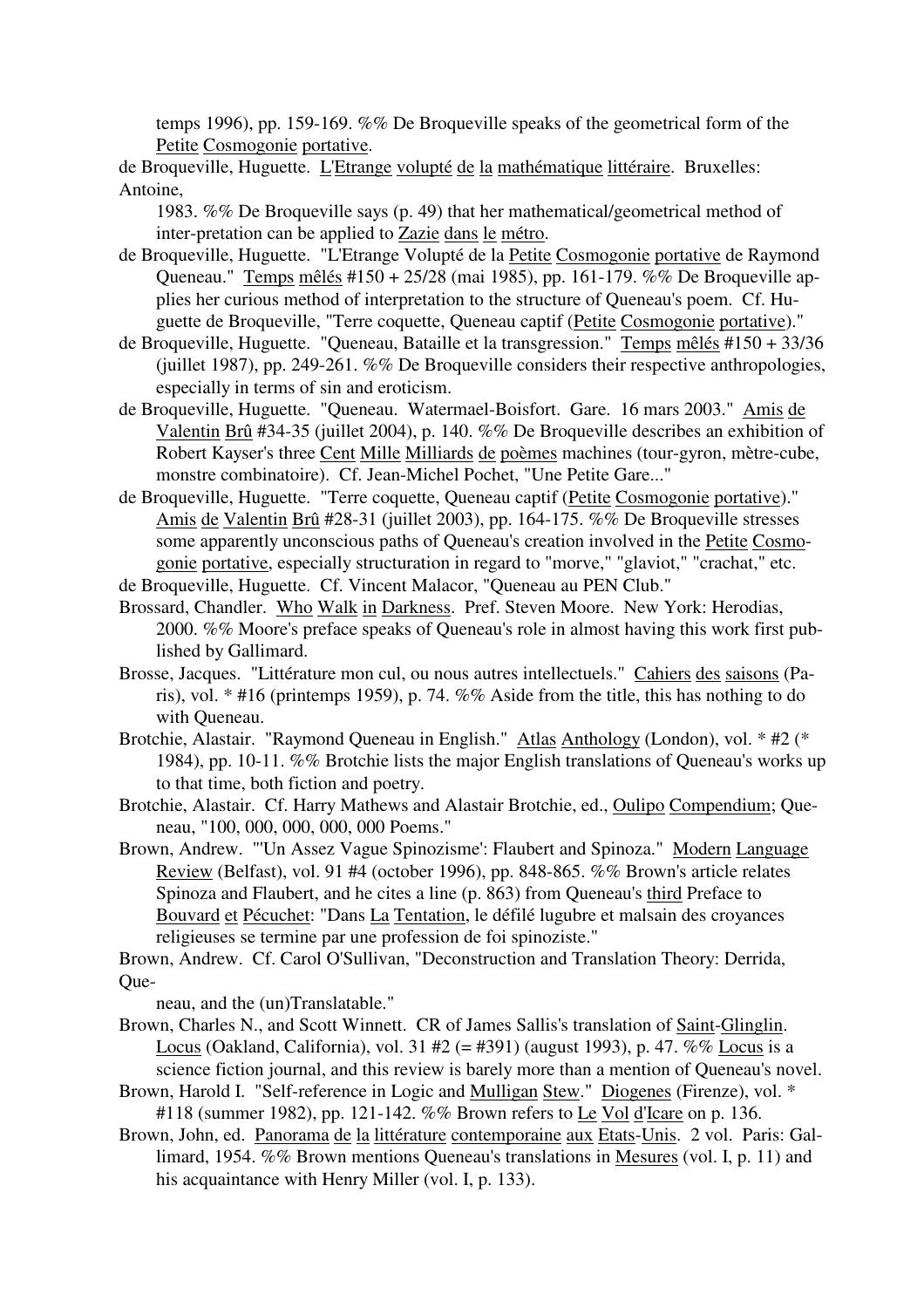temps 1996), pp. 159-169. %% De Broqueville speaks of the geometrical form of the Petite Cosmogonie portative.

de Broqueville, Huguette. L'Etrange volupté de la mathématique littéraire. Bruxelles: Antoine,
1983. %% De Broqueville says (p. 49) that her mathematical/geometrical method of inter-pretation can be applied to Zazie dans le métro.

de Broqueville, Huguette. "L'Etrange Volupté de la Petite Cosmogonie portative de Raymond Queneau." Temps mêlés #150 + 25/28 (mai 1985), pp. 161-179. %% De Broqueville applies her curious method of interpretation to the structure of Queneau's poem. Cf. Huguette de Broqueville, "Terre coquette, Queneau captif (Petite Cosmogonie portative)."

de Broqueville, Huguette. "Queneau, Bataille et la transgression." Temps mêlés #150 + 33/36 (juillet 1987), pp. 249-261. %% De Broqueville considers their respective anthropologies, especially in terms of sin and eroticism.

de Broqueville, Huguette. "Queneau. Watermael-Boisfort. Gare. 16 mars 2003." Amis de Valentin Brû #34-35 (juillet 2004), p. 140. %% De Broqueville describes an exhibition of Robert Kayser's three Cent Mille Milliards de poèmes machines (tour-gyron, mètre-cube, monstre combinatoire). Cf. Jean-Michel Pochet, "Une Petite Gare..."

de Broqueville, Huguette. "Terre coquette, Queneau captif (Petite Cosmogonie portative)." Amis de Valentin Brû #28-31 (juillet 2003), pp. 164-175. %% De Broqueville stresses some apparently unconscious paths of Queneau's creation involved in the Petite Cosmogonie portative, especially structuration in regard to "morve," "glaviot," "crachat," etc.

de Broqueville, Huguette. Cf. Vincent Malacor, "Queneau au PEN Club."

Brossard, Chandler. Who Walk in Darkness. Pref. Steven Moore. New York: Herodias, 2000. %% Moore's preface speaks of Queneau's role in almost having this work first published by Gallimard.

Brosse, Jacques. "Littérature mon cul, ou nous autres intellectuels." Cahiers des saisons (Paris), vol. * #16 (printemps 1959), p. 74. %% Aside from the title, this has nothing to do with Queneau.

Brotchie, Alastair. "Raymond Queneau in English." Atlas Anthology (London), vol. * #2 (* 1984), pp. 10-11. %% Brotchie lists the major English translations of Queneau's works up to that time, both fiction and poetry.

Brotchie, Alastair. Cf. Harry Mathews and Alastair Brotchie, ed., Oulipo Compendium; Queneau, "100, 000, 000, 000, 000 Poems."

Brown, Andrew. "'Un Assez Vague Spinozisme': Flaubert and Spinoza." Modern Language Review (Belfast), vol. 91 #4 (october 1996), pp. 848-865. %% Brown's article relates Spinoza and Flaubert, and he cites a line (p. 863) from Queneau's third Preface to Bouvard et Pécuchet: "Dans La Tentation, le défilé lugubre et malsain des croyances religieuses se termine par une profession de foi spinoziste."

Brown, Andrew. Cf. Carol O'Sullivan, "Deconstruction and Translation Theory: Derrida, Que-
neau, and the (un)Translatable."

Brown, Charles N., and Scott Winnett. CR of James Sallis's translation of Saint-Glinglin. Locus (Oakland, California), vol. 31 #2 (= #391) (august 1993), p. 47. %% Locus is a science fiction journal, and this review is barely more than a mention of Queneau's novel.

Brown, Harold I. "Self-reference in Logic and Mulligan Stew." Diogenes (Firenze), vol. * #118 (summer 1982), pp. 121-142. %% Brown refers to Le Vol d'Icare on p. 136.

Brown, John, ed. Panorama de la littérature contemporaine aux Etats-Unis. 2 vol. Paris: Gallimard, 1954. %% Brown mentions Queneau's translations in Mesures (vol. I, p. 11) and his acquaintance with Henry Miller (vol. I, p. 133).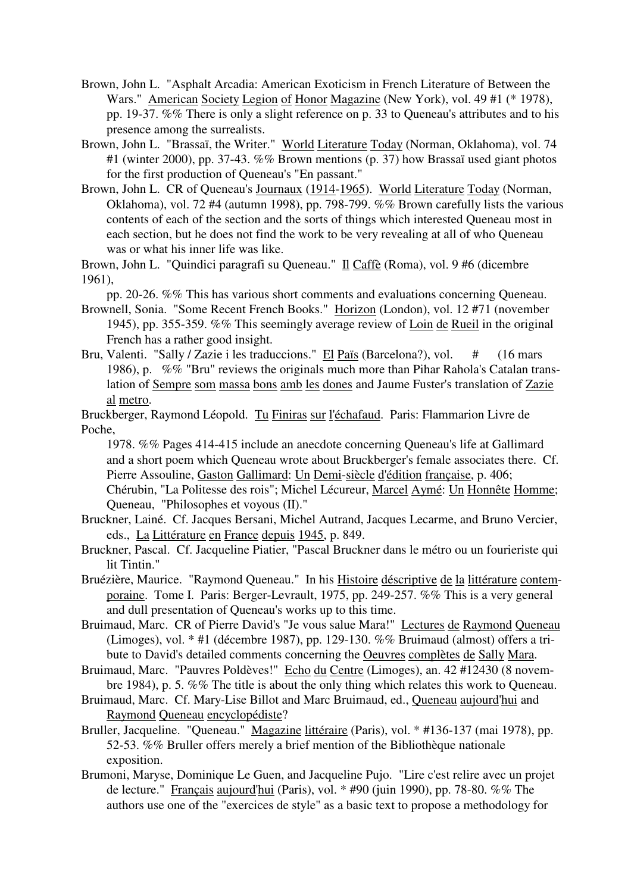Brown, John L. "Asphalt Arcadia: American Exoticism in French Literature of Between the Wars." American Society Legion of Honor Magazine (New York), vol. 49 #1 (* 1978), pp. 19-37. %% There is only a slight reference on p. 33 to Queneau's attributes and to his presence among the surrealists.

Brown, John L. "Brassaï, the Writer." World Literature Today (Norman, Oklahoma), vol. 74 #1 (winter 2000), pp. 37-43. %% Brown mentions (p. 37) how Brassaï used giant photos for the first production of Queneau's "En passant."

Brown, John L. CR of Queneau's Journaux (1914-1965). World Literature Today (Norman, Oklahoma), vol. 72 #4 (autumn 1998), pp. 798-799. %% Brown carefully lists the various contents of each of the section and the sorts of things which interested Queneau most in each section, but he does not find the work to be very revealing at all of who Queneau was or what his inner life was like.

Brown, John L. "Quindici paragrafi su Queneau." Il Caffè (Roma), vol. 9 #6 (dicembre 1961), pp. 20-26. %% This has various short comments and evaluations concerning Queneau.

Brownell, Sonia. "Some Recent French Books." Horizon (London), vol. 12 #71 (november 1945), pp. 355-359. %% This seemingly average review of Loin de Rueil in the original French has a rather good insight.

Bru, Valenti. "Sally / Zazie i les traduccions." El Païs (Barcelona?), vol. # (16 mars 1986), p. %% "Bru" reviews the originals much more than Pihar Rahola's Catalan translation of Sempre som massa bons amb les dones and Jaume Fuster's translation of Zazie al metro.

Bruckberger, Raymond Léopold. Tu Finiras sur l'échafaud. Paris: Flammarion Livre de Poche, 1978. %% Pages 414-415 include an anecdote concerning Queneau's life at Gallimard and a short poem which Queneau wrote about Bruckberger's female associates there. Cf. Pierre Assouline, Gaston Gallimard: Un Demi-siècle d'édition française, p. 406; Chérubin, "La Politesse des rois"; Michel Lécureur, Marcel Aymé: Un Honnête Homme; Queneau, "Philosophes et voyous (II)."

Bruckner, Lainé. Cf. Jacques Bersani, Michel Autrand, Jacques Lecarme, and Bruno Vercier, eds., La Littérature en France depuis 1945, p. 849.

Bruckner, Pascal. Cf. Jacqueline Piatier, "Pascal Bruckner dans le métro ou un fourieriste qui lit Tintin."

Bruézière, Maurice. "Raymond Queneau." In his Histoire déscriptive de la littérature contemporaine. Tome I. Paris: Berger-Levrault, 1975, pp. 249-257. %% This is a very general and dull presentation of Queneau's works up to this time.

Bruimaud, Marc. CR of Pierre David's "Je vous salue Mara!" Lectures de Raymond Queneau (Limoges), vol. * #1 (décembre 1987), pp. 129-130. %% Bruimaud (almost) offers a tribute to David's detailed comments concerning the Oeuvres complètes de Sally Mara.

Bruimaud, Marc. "Pauvres Poldèves!" Echo du Centre (Limoges), an. 42 #12430 (8 novembre 1984), p. 5. %% The title is about the only thing which relates this work to Queneau.

Bruimaud, Marc. Cf. Mary-Lise Billot and Marc Bruimaud, ed., Queneau aujourd'hui and Raymond Queneau encyclopédiste?

Bruller, Jacqueline. "Queneau." Magazine littéraire (Paris), vol. * #136-137 (mai 1978), pp. 52-53. %% Bruller offers merely a brief mention of the Bibliothèque nationale exposition.

Brumoni, Maryse, Dominique Le Guen, and Jacqueline Pujo. "Lire c'est relire avec un projet de lecture." Français aujourd'hui (Paris), vol. * #90 (juin 1990), pp. 78-80. %% The authors use one of the "exercices de style" as a basic text to propose a methodology for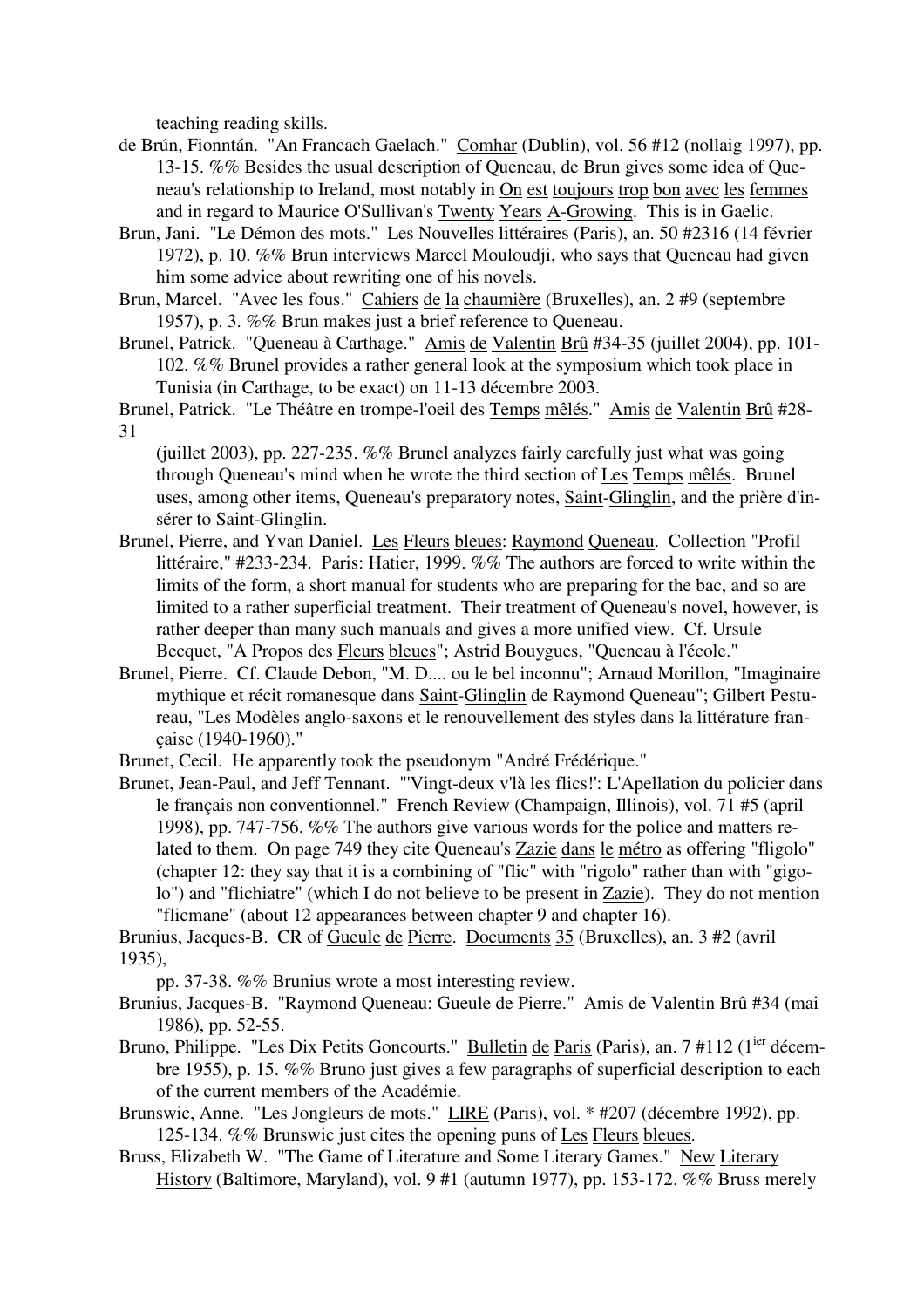teaching reading skills.

de Brún, Fionntán. "An Francach Gaelach." Comhar (Dublin), vol. 56 #12 (nollaig 1997), pp. 13-15. %% Besides the usual description of Queneau, de Brun gives some idea of Queneau's relationship to Ireland, most notably in On est toujours trop bon avec les femmes and in regard to Maurice O'Sullivan's Twenty Years A-Growing. This is in Gaelic.

Brun, Jani. "Le Démon des mots." Les Nouvelles littéraires (Paris), an. 50 #2316 (14 février 1972), p. 10. %% Brun interviews Marcel Mouloudji, who says that Queneau had given him some advice about rewriting one of his novels.

Brun, Marcel. "Avec les fous." Cahiers de la chaumière (Bruxelles), an. 2 #9 (septembre 1957), p. 3. %% Brun makes just a brief reference to Queneau.

Brunel, Patrick. "Queneau à Carthage." Amis de Valentin Brû #34-35 (juillet 2004), pp. 101-102. %% Brunel provides a rather general look at the symposium which took place in Tunisia (in Carthage, to be exact) on 11-13 décembre 2003.

Brunel, Patrick. "Le Théâtre en trompe-l'oeil des Temps mêlés." Amis de Valentin Brû #28-31 (juillet 2003), pp. 227-235. %% Brunel analyzes fairly carefully just what was going through Queneau's mind when he wrote the third section of Les Temps mêlés. Brunel uses, among other items, Queneau's preparatory notes, Saint-Glinglin, and the prière d'insérer to Saint-Glinglin.

Brunel, Pierre, and Yvan Daniel. Les Fleurs bleues: Raymond Queneau. Collection "Profil littéraire," #233-234. Paris: Hatier, 1999. %% The authors are forced to write within the limits of the form, a short manual for students who are preparing for the bac, and so are limited to a rather superficial treatment. Their treatment of Queneau's novel, however, is rather deeper than many such manuals and gives a more unified view. Cf. Ursule Becquet, "A Propos des Fleurs bleues"; Astrid Bouygues, "Queneau à l'école."

Brunel, Pierre. Cf. Claude Debon, "M. D.... ou le bel inconnu"; Arnaud Morillon, "Imaginaire mythique et récit romanesque dans Saint-Glinglin de Raymond Queneau"; Gilbert Pestureau, "Les Modèles anglo-saxons et le renouvellement des styles dans la littérature française (1940-1960)."

Brunet, Cecil. He apparently took the pseudonym "André Frédérique."

Brunet, Jean-Paul, and Jeff Tennant. "'Vingt-deux v'là les flics!': L'Apellation du policier dans le français non conventionnel." French Review (Champaign, Illinois), vol. 71 #5 (april 1998), pp. 747-756. %% The authors give various words for the police and matters related to them. On page 749 they cite Queneau's Zazie dans le métro as offering "fligolo" (chapter 12: they say that it is a combining of "flic" with "rigolo" rather than with "gigolo") and "flichiatre" (which I do not believe to be present in Zazie). They do not mention "flicmane" (about 12 appearances between chapter 9 and chapter 16).

Brunius, Jacques-B. CR of Gueule de Pierre. Documents 35 (Bruxelles), an. 3 #2 (avril 1935), pp. 37-38. %% Brunius wrote a most interesting review.

Brunius, Jacques-B. "Raymond Queneau: Gueule de Pierre." Amis de Valentin Brû #34 (mai 1986), pp. 52-55.

Bruno, Philippe. "Les Dix Petits Goncourts." Bulletin de Paris (Paris), an. 7 #112 (1[ier] décembre 1955), p. 15. %% Bruno just gives a few paragraphs of superficial description to each of the current members of the Académie.

Brunswic, Anne. "Les Jongleurs de mots." LIRE (Paris), vol. * #207 (décembre 1992), pp. 125-134. %% Brunswic just cites the opening puns of Les Fleurs bleues.

Bruss, Elizabeth W. "The Game of Literature and Some Literary Games." New Literary History (Baltimore, Maryland), vol. 9 #1 (autumn 1977), pp. 153-172. %% Bruss merely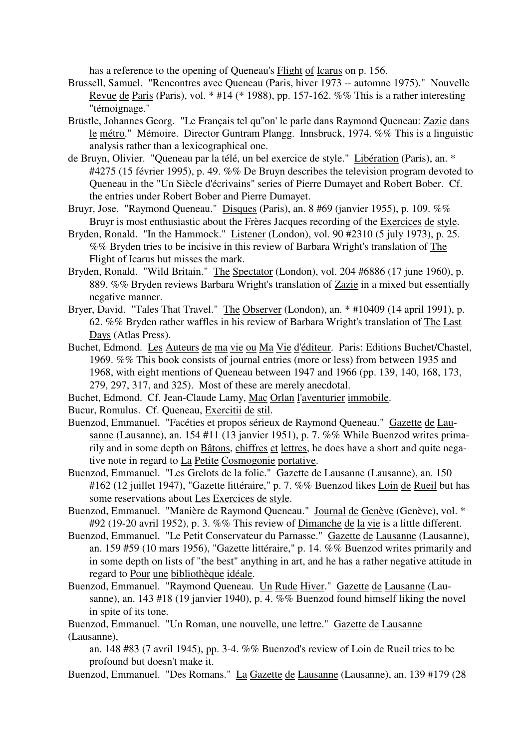has a reference to the opening of Queneau's Flight of Icarus on p. 156.

Brussell, Samuel. "Rencontres avec Queneau (Paris, hiver 1973 -- automne 1975)." Nouvelle Revue de Paris (Paris), vol. * #14 (* 1988), pp. 157-162. %% This is a rather interesting "témoignage."

Brüstle, Johannes Georg. "Le Français tel qu"on' le parle dans Raymond Queneau: Zazie dans le métro." Mémoire. Director Guntram Plangg. Innsbruck, 1974. %% This is a linguistic analysis rather than a lexicographical one.

de Bruyn, Olivier. "Queneau par la télé, un bel exercice de style." Libération (Paris), an. * #4275 (15 février 1995), p. 49. %% De Bruyn describes the television program devoted to Queneau in the "Un Siècle d'écrivains" series of Pierre Dumayet and Robert Bober. Cf. the entries under Robert Bober and Pierre Dumayet.

Bruyr, Jose. "Raymond Queneau." Disques (Paris), an. 8 #69 (janvier 1955), p. 109. %% Bruyr is most enthusiastic about the Frères Jacques recording of the Exercices de style.

Bryden, Ronald. "In the Hammock." Listener (London), vol. 90 #2310 (5 july 1973), p. 25. %% Bryden tries to be incisive in this review of Barbara Wright's translation of The Flight of Icarus but misses the mark.

Bryden, Ronald. "Wild Britain." The Spectator (London), vol. 204 #6886 (17 june 1960), p. 889. %% Bryden reviews Barbara Wright's translation of Zazie in a mixed but essentially negative manner.

Bryer, David. "Tales That Travel." The Observer (London), an. * #10409 (14 april 1991), p. 62. %% Bryden rather waffles in his review of Barbara Wright's translation of The Last Days (Atlas Press).

Buchet, Edmond. Les Auteurs de ma vie ou Ma Vie d'éditeur. Paris: Editions Buchet/Chastel, 1969. %% This book consists of journal entries (more or less) from between 1935 and 1968, with eight mentions of Queneau between 1947 and 1966 (pp. 139, 140, 168, 173, 279, 297, 317, and 325). Most of these are merely anecdotal.

Buchet, Edmond. Cf. Jean-Claude Lamy, Mac Orlan l'aventurier immobile.

Bucur, Romulus. Cf. Queneau, Exercitii de stil.

Buenzod, Emmanuel. "Facéties et propos sérieux de Raymond Queneau." Gazette de Lausanne (Lausanne), an. 154 #11 (13 janvier 1951), p. 7. %% While Buenzod writes primarily and in some depth on Bâtons, chiffres et lettres, he does have a short and quite negative note in regard to La Petite Cosmogonie portative.

Buenzod, Emmanuel. "Les Grelots de la folie." Gazette de Lausanne (Lausanne), an. 150 #162 (12 juillet 1947), "Gazette littéraire," p. 7. %% Buenzod likes Loin de Rueil but has some reservations about Les Exercices de style.

Buenzod, Emmanuel. "Manière de Raymond Queneau." Journal de Genève (Genève), vol. * #92 (19-20 avril 1952), p. 3. %% This review of Dimanche de la vie is a little different.

Buenzod, Emmanuel. "Le Petit Conservateur du Parnasse." Gazette de Lausanne (Lausanne), an. 159 #59 (10 mars 1956), "Gazette littéraire," p. 14. %% Buenzod writes primarily and in some depth on lists of "the best" anything in art, and he has a rather negative attitude in regard to Pour une bibliothèque idéale.

Buenzod, Emmanuel. "Raymond Queneau. Un Rude Hiver." Gazette de Lausanne (Lausanne), an. 143 #18 (19 janvier 1940), p. 4. %% Buenzod found himself liking the novel in spite of its tone.

Buenzod, Emmanuel. "Un Roman, une nouvelle, une lettre." Gazette de Lausanne (Lausanne), an. 148 #83 (7 avril 1945), pp. 3-4. %% Buenzod's review of Loin de Rueil tries to be profound but doesn't make it.

Buenzod, Emmanuel. "Des Romans." La Gazette de Lausanne (Lausanne), an. 139 #179 (28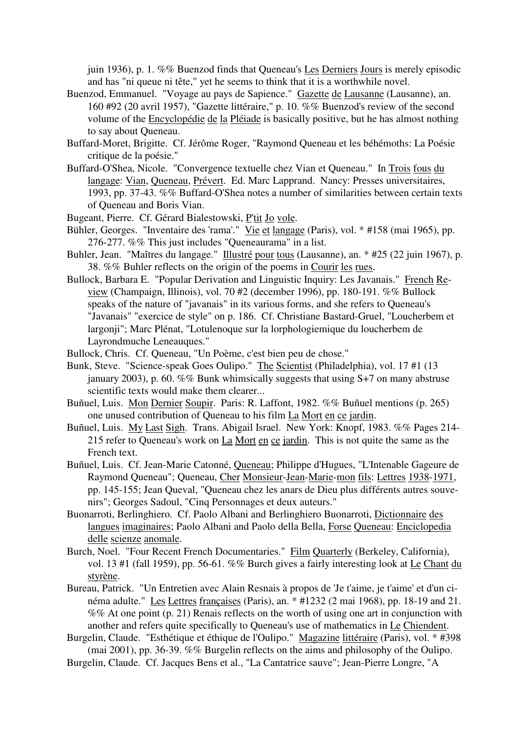juin 1936), p. 1. %% Buenzod finds that Queneau's Les Derniers Jours is merely episodic and has "ni queue ni tête," yet he seems to think that it is a worthwhile novel.

Buenzod, Emmanuel. "Voyage au pays de Sapience." Gazette de Lausanne (Lausanne), an. 160 #92 (20 avril 1957), "Gazette littéraire," p. 10. %% Buenzod's review of the second volume of the Encyclopédie de la Pléiade is basically positive, but he has almost nothing to say about Queneau.

Buffard-Moret, Brigitte. Cf. Jérôme Roger, "Raymond Queneau et les béhémoths: La Poésie critique de la poésie."

Buffard-O'Shea, Nicole. "Convergence textuelle chez Vian et Queneau." In Trois fous du langage: Vian, Queneau, Prévert. Ed. Marc Lapprand. Nancy: Presses universitaires, 1993, pp. 37-43. %% Buffard-O'Shea notes a number of similarities between certain texts of Queneau and Boris Vian.

Bugeant, Pierre. Cf. Gérard Bialestowski, P'tit Jo vole.

Bühler, Georges. "Inventaire des 'rama'." Vie et langage (Paris), vol. * #158 (mai 1965), pp. 276-277. %% This just includes "Queneaurama" in a list.

Buhler, Jean. "Maîtres du langage." Illustré pour tous (Lausanne), an. * #25 (22 juin 1967), p. 38. %% Buhler reflects on the origin of the poems in Courir les rues.

Bullock, Barbara E. "Popular Derivation and Linguistic Inquiry: Les Javanais." French Review (Champaign, Illinois), vol. 70 #2 (december 1996), pp. 180-191. %% Bullock speaks of the nature of "javanais" in its various forms, and she refers to Queneau's "Javanais" "exercice de style" on p. 186. Cf. Christiane Bastard-Gruel, "Loucherbem et largonji"; Marc Plénat, "Lotulenoque sur la lorphologiemique du loucherbem de Layrondmuche Leneauques."

Bullock, Chris. Cf. Queneau, "Un Poème, c'est bien peu de chose."

Bunk, Steve. "Science-speak Goes Oulipo." The Scientist (Philadelphia), vol. 17 #1 (13 january 2003), p. 60. %% Bunk whimsically suggests that using S+7 on many abstruse scientific texts would make them clearer...

Buñuel, Luis. Mon Dernier Soupir. Paris: R. Laffont, 1982. %% Buñuel mentions (p. 265) one unused contribution of Queneau to his film La Mort en ce jardin.

Buñuel, Luis. My Last Sigh. Trans. Abigail Israel. New York: Knopf, 1983. %% Pages 214-215 refer to Queneau's work on La Mort en ce jardin. This is not quite the same as the French text.

Buñuel, Luis. Cf. Jean-Marie Catonné, Queneau; Philippe d'Hugues, "L'Intenable Gageure de Raymond Queneau"; Queneau, Cher Monsieur-Jean-Marie-mon fils: Lettres 1938-1971, pp. 145-155; Jean Queval, "Queneau chez les anars de Dieu plus différents autres souvenirs"; Georges Sadoul, "Cinq Personnages et deux auteurs."

Buonarroti, Berlinghiero. Cf. Paolo Albani and Berlinghiero Buonarroti, Dictionnaire des langues imaginaires; Paolo Albani and Paolo della Bella, Forse Queneau: Enciclopedia delle scienze anomale.

Burch, Noel. "Four Recent French Documentaries." Film Quarterly (Berkeley, California), vol. 13 #1 (fall 1959), pp. 56-61. %% Burch gives a fairly interesting look at Le Chant du styrène.

Bureau, Patrick. "Un Entretien avec Alain Resnais à propos de 'Je t'aime, je t'aime' et d'un cinéma adulte." Les Lettres françaises (Paris), an. * #1232 (2 mai 1968), pp. 18-19 and 21. %% At one point (p. 21) Renais reflects on the worth of using one art in conjunction with another and refers quite specifically to Queneau's use of mathematics in Le Chiendent.

Burgelin, Claude. "Esthétique et éthique de l'Oulipo." Magazine littéraire (Paris), vol. * #398 (mai 2001), pp. 36-39. %% Burgelin reflects on the aims and philosophy of the Oulipo.

Burgelin, Claude. Cf. Jacques Bens et al., "La Cantatrice sauve"; Jean-Pierre Longre, "A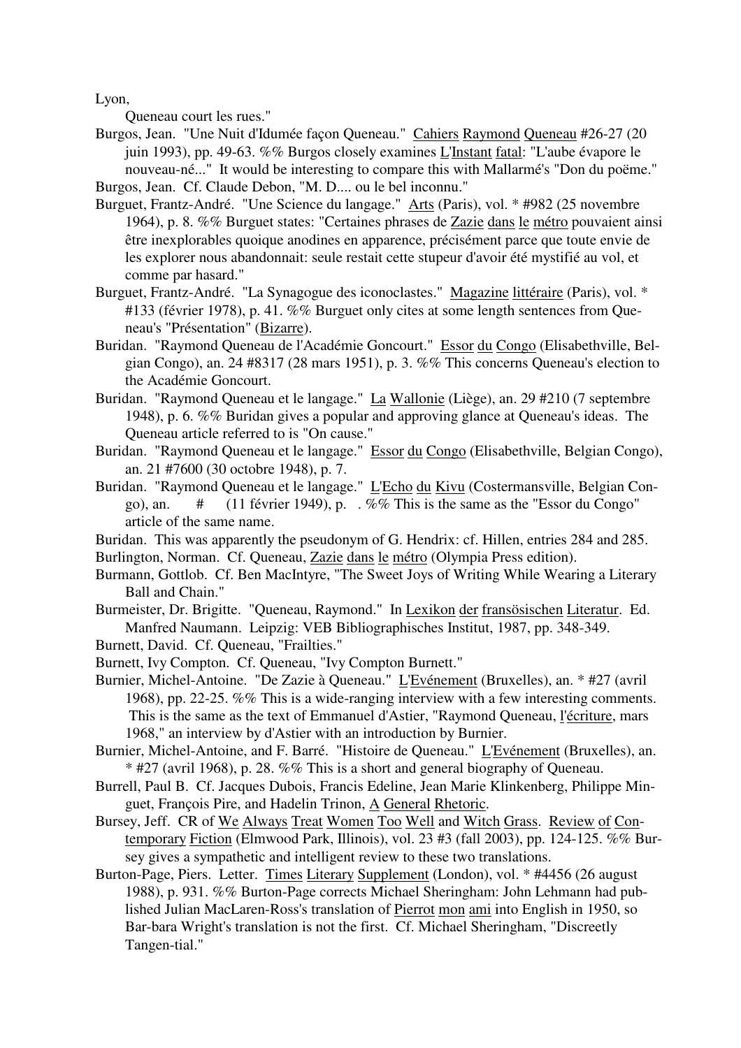Lyon,

Queneau court les rues."

Burgos, Jean. "Une Nuit d'Idumée façon Queneau." Cahiers Raymond Queneau #26-27 (20 juin 1993), pp. 49-63. %% Burgos closely examines L'Instant fatal: "L'aube évapore le nouveau-né..." It would be interesting to compare this with Mallarmé's "Don du poëme."

Burgos, Jean. Cf. Claude Debon, "M. D.... ou le bel inconnu."

Burguet, Frantz-André. "Une Science du langage." Arts (Paris), vol. * #982 (25 novembre 1964), p. 8. %% Burguet states: "Certaines phrases de Zazie dans le métro pouvaient ainsi être inexplorables quoique anodines en apparence, précisément parce que toute envie de les explorer nous abandonnait: seule restait cette stupeur d'avoir été mystifié au vol, et comme par hasard."

Burguet, Frantz-André. "La Synagogue des iconoclastes." Magazine littéraire (Paris), vol. * #133 (février 1978), p. 41. %% Burguet only cites at some length sentences from Queneau's "Présentation" (Bizarre).

Buridan. "Raymond Queneau de l'Académie Goncourt." Essor du Congo (Elisabethville, Belgian Congo), an. 24 #8317 (28 mars 1951), p. 3. %% This concerns Queneau's election to the Académie Goncourt.

Buridan. "Raymond Queneau et le langage." La Wallonie (Liège), an. 29 #210 (7 septembre 1948), p. 6. %% Buridan gives a popular and approving glance at Queneau's ideas. The Queneau article referred to is "On cause."

Buridan. "Raymond Queneau et le langage." Essor du Congo (Elisabethville, Belgian Congo), an. 21 #7600 (30 octobre 1948), p. 7.

Buridan. "Raymond Queneau et le langage." L'Echo du Kivu (Costermansville, Belgian Congo), an. # (11 février 1949), p. . %% This is the same as the "Essor du Congo" article of the same name.

Buridan. This was apparently the pseudonym of G. Hendrix: cf. Hillen, entries 284 and 285.

Burlington, Norman. Cf. Queneau, Zazie dans le métro (Olympia Press edition).

Burmann, Gottlob. Cf. Ben MacIntyre, "The Sweet Joys of Writing While Wearing a Literary Ball and Chain."

Burmeister, Dr. Brigitte. "Queneau, Raymond." In Lexikon der fransösischen Literatur. Ed. Manfred Naumann. Leipzig: VEB Bibliographisches Institut, 1987, pp. 348-349.

Burnett, David. Cf. Queneau, "Frailties."

Burnett, Ivy Compton. Cf. Queneau, "Ivy Compton Burnett."

Burnier, Michel-Antoine. "De Zazie à Queneau." L'Evénement (Bruxelles), an. * #27 (avril 1968), pp. 22-25. %% This is a wide-ranging interview with a few interesting comments. This is the same as the text of Emmanuel d'Astier, "Raymond Queneau, l'écriture, mars 1968," an interview by d'Astier with an introduction by Burnier.

Burnier, Michel-Antoine, and F. Barré. "Histoire de Queneau." L'Evénement (Bruxelles), an. * #27 (avril 1968), p. 28. %% This is a short and general biography of Queneau.

Burrell, Paul B. Cf. Jacques Dubois, Francis Edeline, Jean Marie Klinkenberg, Philippe Minguet, François Pire, and Hadelin Trinon, A General Rhetoric.

Bursey, Jeff. CR of We Always Treat Women Too Well and Witch Grass. Review of Contemporary Fiction (Elmwood Park, Illinois), vol. 23 #3 (fall 2003), pp. 124-125. %% Bursey gives a sympathetic and intelligent review to these two translations.

Burton-Page, Piers. Letter. Times Literary Supplement (London), vol. * #4456 (26 august 1988), p. 931. %% Burton-Page corrects Michael Sheringham: John Lehmann had published Julian MacLaren-Ross's translation of Pierrot mon ami into English in 1950, so Bar-bara Wright's translation is not the first. Cf. Michael Sheringham, "Discreetly Tangen-tial."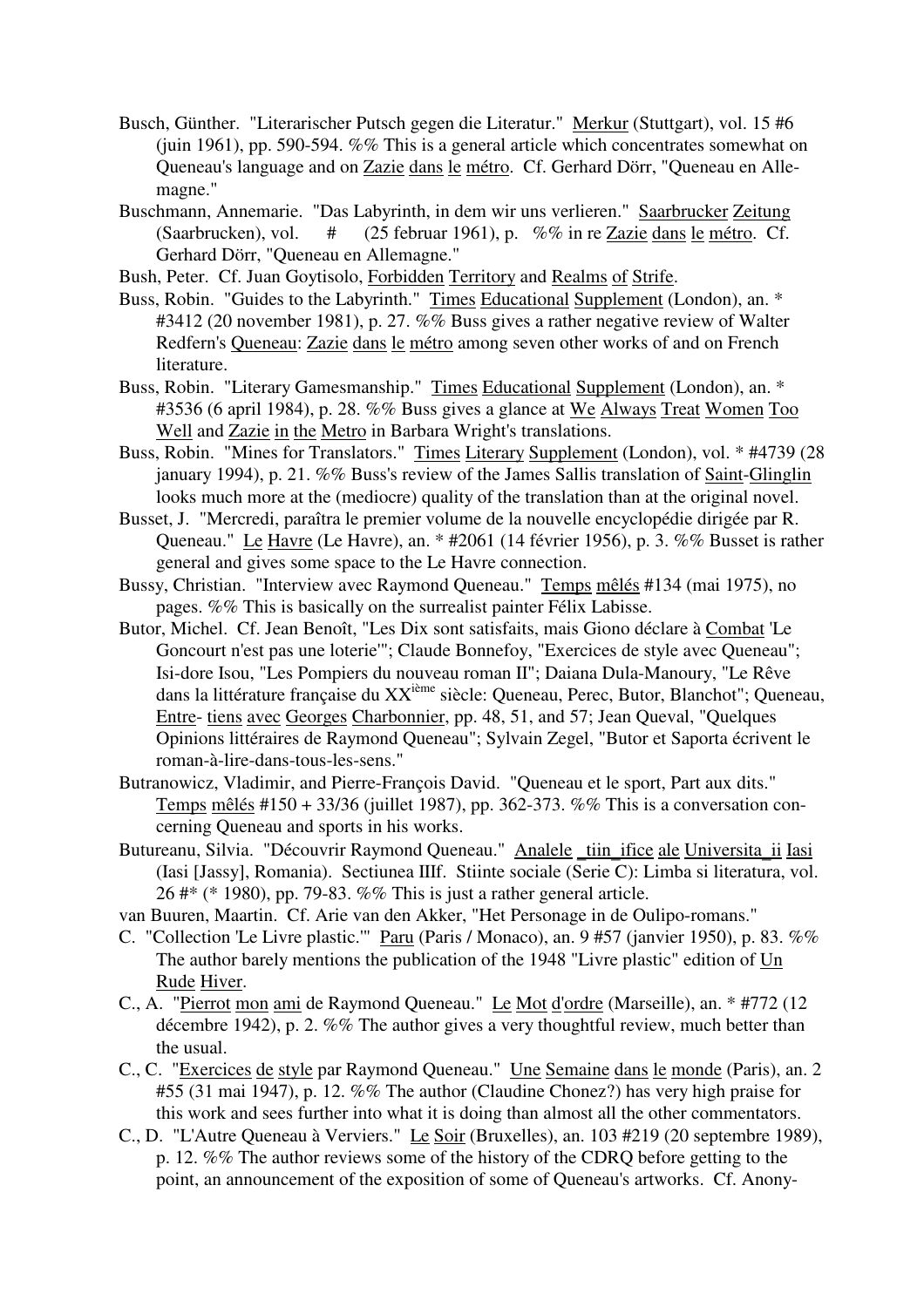Busch, Günther. "Literarischer Putsch gegen die Literatur." Merkur (Stuttgart), vol. 15 #6 (juin 1961), pp. 590-594. %% This is a general article which concentrates somewhat on Queneau's language and on Zazie dans le métro. Cf. Gerhard Dörr, "Queneau en Allemagne."

Buschmann, Annemarie. "Das Labyrinth, in dem wir uns verlieren." Saarbrucker Zeitung (Saarbrucken), vol. # (25 februar 1961), p. %% in re Zazie dans le métro. Cf. Gerhard Dörr, "Queneau en Allemagne."

Bush, Peter. Cf. Juan Goytisolo, Forbidden Territory and Realms of Strife.

Buss, Robin. "Guides to the Labyrinth." Times Educational Supplement (London), an. * #3412 (20 november 1981), p. 27. %% Buss gives a rather negative review of Walter Redfern's Queneau: Zazie dans le métro among seven other works of and on French literature.

Buss, Robin. "Literary Gamesmanship." Times Educational Supplement (London), an. * #3536 (6 april 1984), p. 28. %% Buss gives a glance at We Always Treat Women Too Well and Zazie in the Metro in Barbara Wright's translations.

Buss, Robin. "Mines for Translators." Times Literary Supplement (London), vol. * #4739 (28 january 1994), p. 21. %% Buss's review of the James Sallis translation of Saint-Glinglin looks much more at the (mediocre) quality of the translation than at the original novel.

Busset, J. "Mercredi, paraîtra le premier volume de la nouvelle encyclopédie dirigée par R. Queneau." Le Havre (Le Havre), an. * #2061 (14 février 1956), p. 3. %% Busset is rather general and gives some space to the Le Havre connection.

Bussy, Christian. "Interview avec Raymond Queneau." Temps mêlés #134 (mai 1975), no pages. %% This is basically on the surrealist painter Félix Labisse.

Butor, Michel. Cf. Jean Benoît, "Les Dix sont satisfaits, mais Giono déclare à Combat 'Le Goncourt n'est pas une loterie'"; Claude Bonnefoy, "Exercices de style avec Queneau"; Isi-dore Isou, "Les Pompiers du nouveau roman II"; Daiana Dula-Manoury, "Le Rêve dans la littérature française du XX[ième] siècle: Queneau, Perec, Butor, Blanchot"; Queneau, Entre- tiens avec Georges Charbonnier, pp. 48, 51, and 57; Jean Queval, "Quelques Opinions littéraires de Raymond Queneau"; Sylvain Zegel, "Butor et Saporta écrivent le roman-à-lire-dans-tous-les-sens."

Butranowicz, Vladimir, and Pierre-François David. "Queneau et le sport, Part aux dits." Temps mêlés #150 + 33/36 (juillet 1987), pp. 362-373. %% This is a conversation concerning Queneau and sports in his works.

Butureanu, Silvia. "Découvrir Raymond Queneau." Analele _tiin_ifice ale Universita_ii Iasi (Iasi [Jassy], Romania). Sectiunea IIIf. Stiinte sociale (Serie C): Limba si literatura, vol. 26 #* (* 1980), pp. 79-83. %% This is just a rather general article.

van Buuren, Maartin. Cf. Arie van den Akker, "Het Personage in de Oulipo-romans."

C. "Collection 'Le Livre plastic.'" Paru (Paris / Monaco), an. 9 #57 (janvier 1950), p. 83. %% The author barely mentions the publication of the 1948 "Livre plastic" edition of Un Rude Hiver.

C., A. "Pierrot mon ami de Raymond Queneau." Le Mot d'ordre (Marseille), an. * #772 (12 décembre 1942), p. 2. %% The author gives a very thoughtful review, much better than the usual.

C., C. "Exercices de style par Raymond Queneau." Une Semaine dans le monde (Paris), an. 2 #55 (31 mai 1947), p. 12. %% The author (Claudine Chonez?) has very high praise for this work and sees further into what it is doing than almost all the other commentators.

C., D. "L'Autre Queneau à Verviers." Le Soir (Bruxelles), an. 103 #219 (20 septembre 1989), p. 12. %% The author reviews some of the history of the CDRQ before getting to the point, an announcement of the exposition of some of Queneau's artworks. Cf. Anony-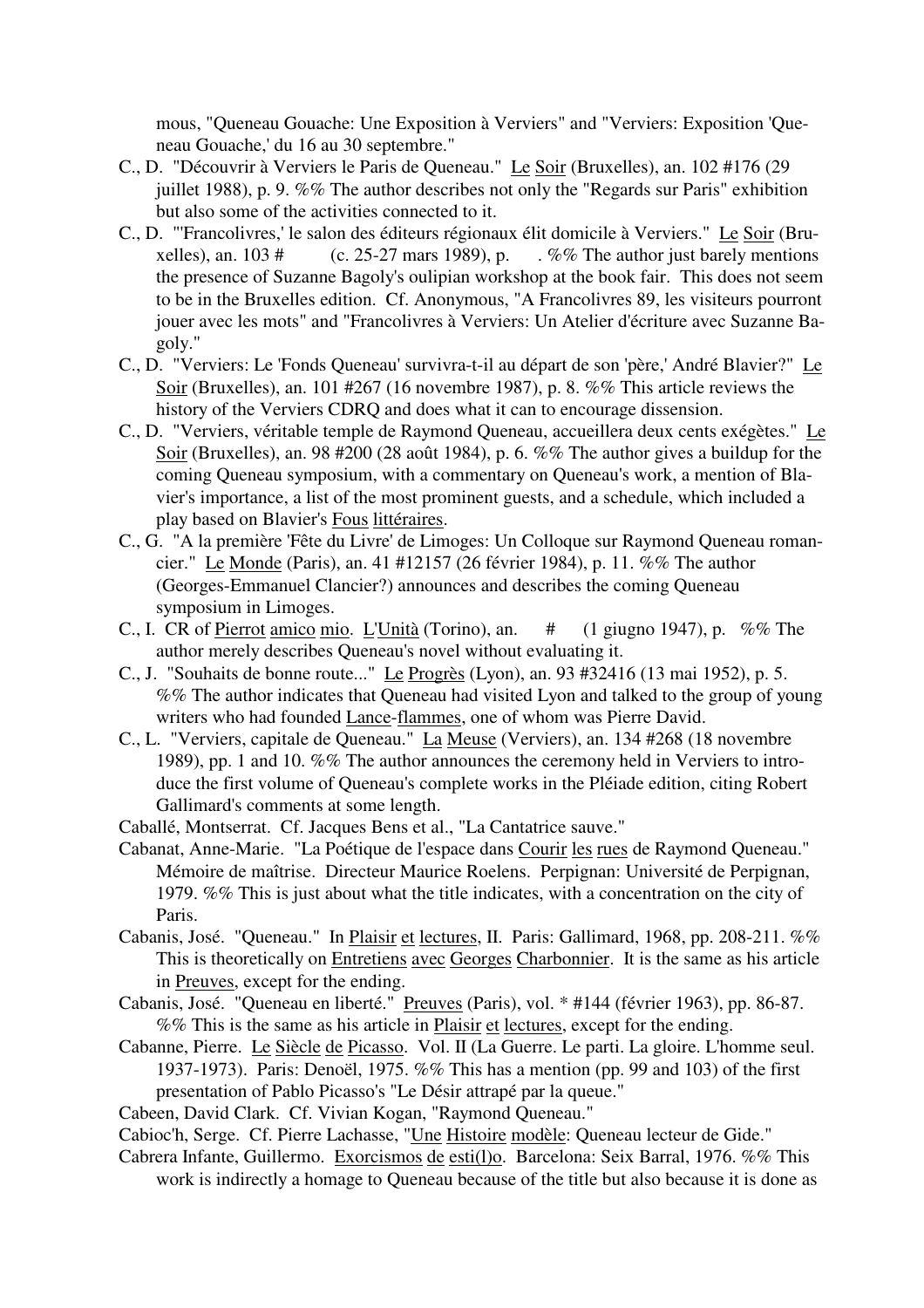mous, "Queneau Gouache: Une Exposition à Verviers" and "Verviers: Exposition 'Queneau Gouache,' du 16 au 30 septembre."

C., D. "Découvrir à Verviers le Paris de Queneau." Le Soir (Bruxelles), an. 102 #176 (29 juillet 1988), p. 9. %% The author describes not only the "Regards sur Paris" exhibition but also some of the activities connected to it.

C., D. "'Francolivres,' le salon des éditeurs régionaux élit domicile à Verviers." Le Soir (Bruxelles), an. 103 #      (c. 25-27 mars 1989), p.    . %% The author just barely mentions the presence of Suzanne Bagoly's oulipian workshop at the book fair. This does not seem to be in the Bruxelles edition. Cf. Anonymous, "A Francolivres 89, les visiteurs pourront jouer avec les mots" and "Francolivres à Verviers: Un Atelier d'écriture avec Suzanne Bagoly."

C., D. "Verviers: Le 'Fonds Queneau' survivra-t-il au départ de son 'père,' André Blavier?" Le Soir (Bruxelles), an. 101 #267 (16 novembre 1987), p. 8. %% This article reviews the history of the Verviers CDRQ and does what it can to encourage dissension.

C., D. "Verviers, véritable temple de Raymond Queneau, accueillera deux cents exégètes." Le Soir (Bruxelles), an. 98 #200 (28 août 1984), p. 6. %% The author gives a buildup for the coming Queneau symposium, with a commentary on Queneau's work, a mention of Blavier's importance, a list of the most prominent guests, and a schedule, which included a play based on Blavier's Fous littéraires.

C., G. "A la première 'Fête du Livre' de Limoges: Un Colloque sur Raymond Queneau romancier." Le Monde (Paris), an. 41 #12157 (26 février 1984), p. 11. %% The author (Georges-Emmanuel Clancier?) announces and describes the coming Queneau symposium in Limoges.

C., I. CR of Pierrot amico mio. L'Unità (Torino), an.    #    (1 giugno 1947), p.   %% The author merely describes Queneau's novel without evaluating it.

C., J. "Souhaits de bonne route..." Le Progrès (Lyon), an. 93 #32416 (13 mai 1952), p. 5. %% The author indicates that Queneau had visited Lyon and talked to the group of young writers who had founded Lance-flammes, one of whom was Pierre David.

C., L. "Verviers, capitale de Queneau." La Meuse (Verviers), an. 134 #268 (18 novembre 1989), pp. 1 and 10. %% The author announces the ceremony held in Verviers to introduce the first volume of Queneau's complete works in the Pléiade edition, citing Robert Gallimard's comments at some length.

Caballé, Montserrat. Cf. Jacques Bens et al., "La Cantatrice sauve."

Cabanat, Anne-Marie. "La Poétique de l'espace dans Courir les rues de Raymond Queneau." Mémoire de maîtrise. Directeur Maurice Roelens. Perpignan: Université de Perpignan, 1979. %% This is just about what the title indicates, with a concentration on the city of Paris.

Cabanis, José. "Queneau." In Plaisir et lectures, II. Paris: Gallimard, 1968, pp. 208-211. %% This is theoretically on Entretiens avec Georges Charbonnier. It is the same as his article in Preuves, except for the ending.

Cabanis, José. "Queneau en liberté." Preuves (Paris), vol. * #144 (février 1963), pp. 86-87. %% This is the same as his article in Plaisir et lectures, except for the ending.

Cabanne, Pierre. Le Siècle de Picasso. Vol. II (La Guerre. Le parti. La gloire. L'homme seul. 1937-1973). Paris: Denoël, 1975. %% This has a mention (pp. 99 and 103) of the first presentation of Pablo Picasso's "Le Désir attrapé par la queue."

Cabeen, David Clark. Cf. Vivian Kogan, "Raymond Queneau."

Cabioc'h, Serge. Cf. Pierre Lachasse, "Une Histoire modèle: Queneau lecteur de Gide."

Cabrera Infante, Guillermo. Exorcismos de esti(l)o. Barcelona: Seix Barral, 1976. %% This work is indirectly a homage to Queneau because of the title but also because it is done as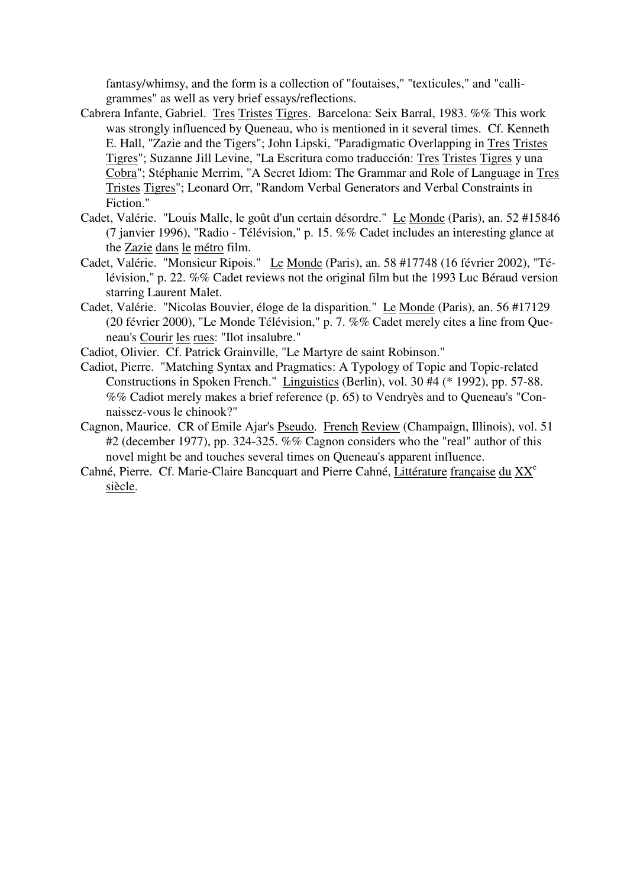fantasy/whimsy, and the form is a collection of "foutaises," "texticules," and "calli-grammes" as well as very brief essays/reflections.

Cabrera Infante, Gabriel. Tres Tristes Tigres. Barcelona: Seix Barral, 1983. %% This work was strongly influenced by Queneau, who is mentioned in it several times. Cf. Kenneth E. Hall, "Zazie and the Tigers"; John Lipski, "Paradigmatic Overlapping in Tres Tristes Tigres"; Suzanne Jill Levine, "La Escritura como traducción: Tres Tristes Tigres y una Cobra"; Stéphanie Merrim, "A Secret Idiom: The Grammar and Role of Language in Tres Tristes Tigres"; Leonard Orr, "Random Verbal Generators and Verbal Constraints in Fiction."

Cadet, Valérie. "Louis Malle, le goût d'un certain désordre." Le Monde (Paris), an. 52 #15846 (7 janvier 1996), "Radio - Télévision," p. 15. %% Cadet includes an interesting glance at the Zazie dans le métro film.

Cadet, Valérie. "Monsieur Ripois." Le Monde (Paris), an. 58 #17748 (16 février 2002), "Télévision," p. 22. %% Cadet reviews not the original film but the 1993 Luc Béraud version starring Laurent Malet.

Cadet, Valérie. "Nicolas Bouvier, éloge de la disparition." Le Monde (Paris), an. 56 #17129 (20 février 2000), "Le Monde Télévision," p. 7. %% Cadet merely cites a line from Queneau's Courir les rues: "Ilot insalubre."

Cadiot, Olivier. Cf. Patrick Grainville, "Le Martyre de saint Robinson."

Cadiot, Pierre. "Matching Syntax and Pragmatics: A Typology of Topic and Topic-related Constructions in Spoken French." Linguistics (Berlin), vol. 30 #4 (* 1992), pp. 57-88. %% Cadiot merely makes a brief reference (p. 65) to Vendryès and to Queneau's "Connaissez-vous le chinook?"

Cagnon, Maurice. CR of Emile Ajar's Pseudo. French Review (Champaign, Illinois), vol. 51 #2 (december 1977), pp. 324-325. %% Cagnon considers who the "real" author of this novel might be and touches several times on Queneau's apparent influence.

Cahné, Pierre. Cf. Marie-Claire Bancquart and Pierre Cahné, Littérature française du XX^e^ siècle.